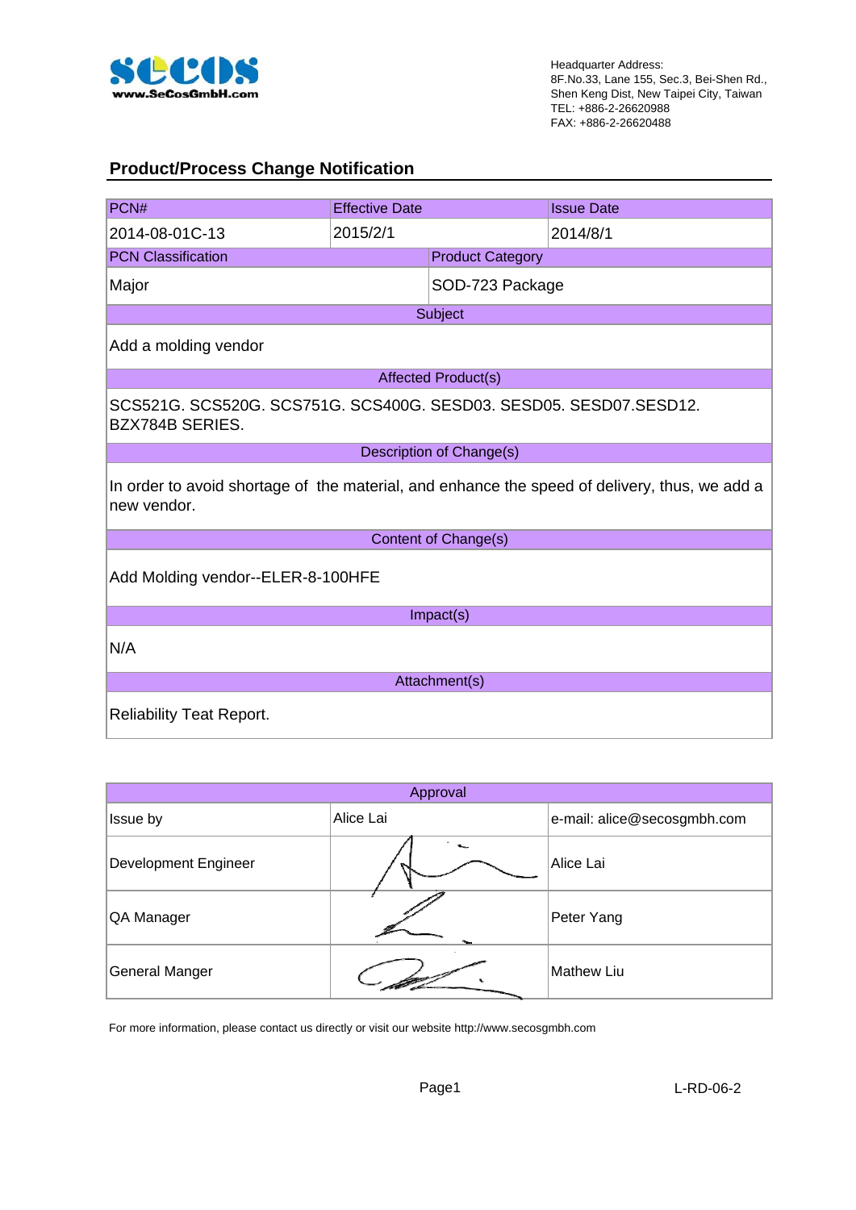www.SeCosGmbH.com

Headquarter Address:
8F.No.33, Lane 155, Sec.3, Bei-Shen Rd.,
Shen Keng Dist, New Taipei City, Taiwan
TEL: +886-2-26620988
FAX: +886-2-26620488

## Product/Process Change Notification

| PCN# | Effective Date | Issue Date |
|---|---|---|
| 2014-08-01C-13 | 2015/2/1 | 2014/8/1 |

| PCN Classification | Product Category |
|---|---|
| Major | SOD-723 Package |

**Subject**

Add a molding vendor

**Affected Product(s)**

SCS521G. SCS520G. SCS751G. SCS400G. SESD03. SESD05. SESD07.SESD12. BZX784B SERIES.

**Description of Change(s)**

In order to avoid shortage of the material, and enhance the speed of delivery, thus, we add a new vendor.

**Content of Change(s)**

Add Molding vendor--ELER-8-100HFE

**Impact(s)**

N/A

**Attachment(s)**

Reliability Teat Report.

| Approval | | |
|---|---|---|
| Issue by | Alice Lai | e-mail: alice@secosgmbh.com |
| Development Engineer | | Alice Lai |
| QA Manager | | Peter Yang |
| General Manger | | Mathew Liu |

For more information, please contact us directly or visit our website http://www.secosgmbh.com

L-RD-06-2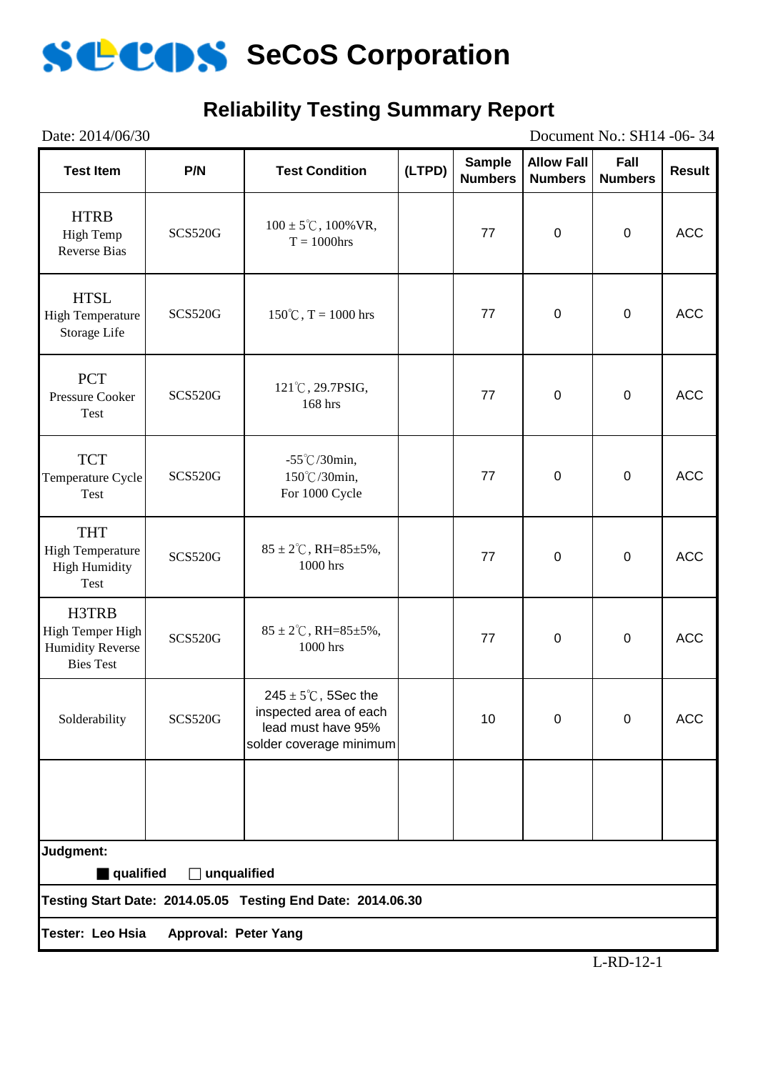# SeCoS Corporation

## Reliability Testing Summary Report

Date: 2014/06/30 | Document No.: SH14 -06- 34

| Test Item | P/N | Test Condition | (LTPD) | Sample Numbers | Allow Fall Numbers | Fall Numbers | Result |
|---|---|---|---|---|---|---|---|
| HTRB High Temp Reverse Bias | SCS520G | 100 ± 5℃, 100%VR, T = 1000hrs | | 77 | 0 | 0 | ACC |
| HTSL High Temperature Storage Life | SCS520G | 150℃, T = 1000 hrs | | 77 | 0 | 0 | ACC |
| PCT Pressure Cooker Test | SCS520G | 121℃, 29.7PSIG, 168 hrs | | 77 | 0 | 0 | ACC |
| TCT Temperature Cycle Test | SCS520G | -55℃/30min, 150℃/30min, For 1000 Cycle | | 77 | 0 | 0 | ACC |
| THT High Temperature High Humidity Test | SCS520G | 85 ± 2℃, RH=85±5%, 1000 hrs | | 77 | 0 | 0 | ACC |
| H3TRB High Temper High Humidity Reverse Bies Test | SCS520G | 85 ± 2℃, RH=85±5%, 1000 hrs | | 77 | 0 | 0 | ACC |
| Solderability | SCS520G | 245 ± 5℃, 5Sec the inspected area of each lead must have 95% solder coverage minimum | | 10 | 0 | 0 | ACC |
| | | | | | | | |

**Judgment:**

■ **qualified** ☐ **unqualified**

**Testing Start Date: 2014.05.05 Testing End Date: 2014.06.30**

**Tester: Leo Hsia Approval: Peter Yang**

L-RD-12-1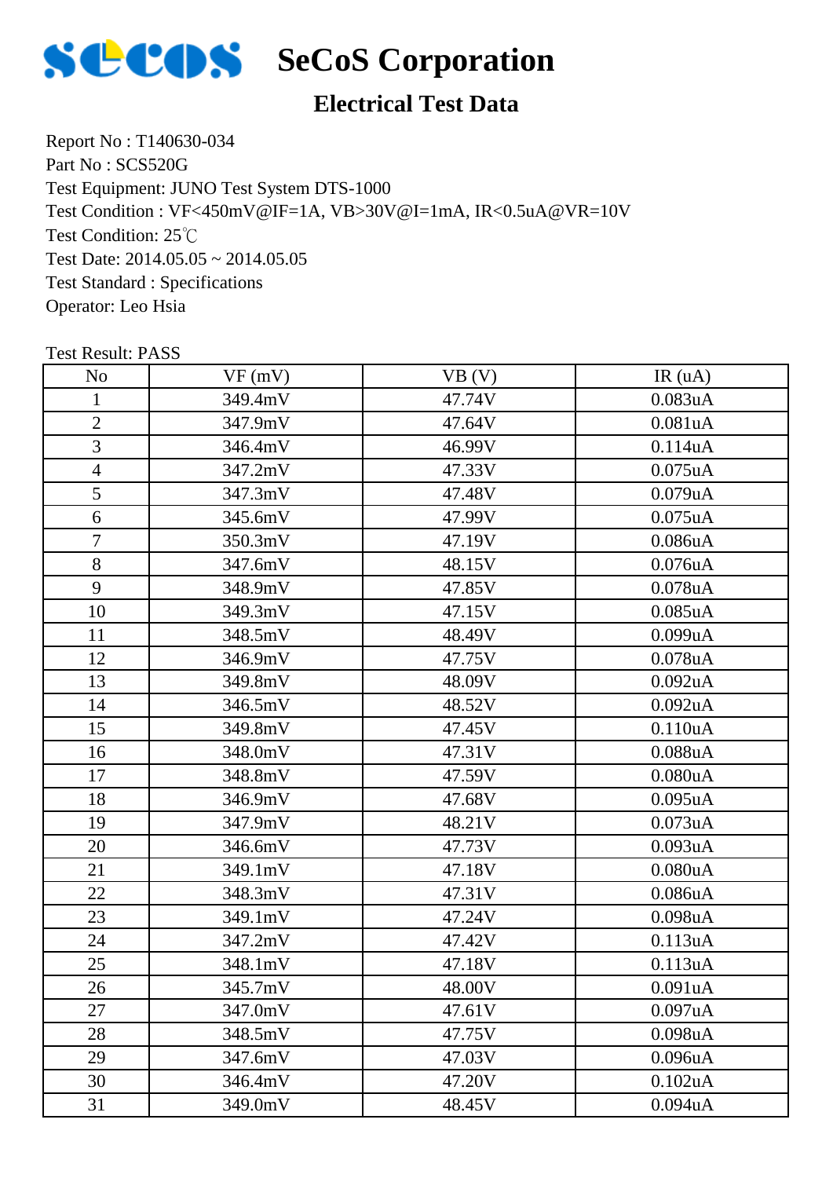# SeCoS Corporation

## Electrical Test Data

Report No : T140630-034

Part No : SCS520G

Test Equipment: JUNO Test System DTS-1000

Test Condition : VF<450mV@IF=1A, VB>30V@I=1mA, IR<0.5uA@VR=10V

Test Condition: 25℃

Test Date: 2014.05.05 ~ 2014.05.05

Test Standard : Specifications

Operator: Leo Hsia

Test Result: PASS

| No | VF (mV) | VB (V) | IR (uA) |
|---|---|---|---|
| 1 | 349.4mV | 47.74V | 0.083uA |
| 2 | 347.9mV | 47.64V | 0.081uA |
| 3 | 346.4mV | 46.99V | 0.114uA |
| 4 | 347.2mV | 47.33V | 0.075uA |
| 5 | 347.3mV | 47.48V | 0.079uA |
| 6 | 345.6mV | 47.99V | 0.075uA |
| 7 | 350.3mV | 47.19V | 0.086uA |
| 8 | 347.6mV | 48.15V | 0.076uA |
| 9 | 348.9mV | 47.85V | 0.078uA |
| 10 | 349.3mV | 47.15V | 0.085uA |
| 11 | 348.5mV | 48.49V | 0.099uA |
| 12 | 346.9mV | 47.75V | 0.078uA |
| 13 | 349.8mV | 48.09V | 0.092uA |
| 14 | 346.5mV | 48.52V | 0.092uA |
| 15 | 349.8mV | 47.45V | 0.110uA |
| 16 | 348.0mV | 47.31V | 0.088uA |
| 17 | 348.8mV | 47.59V | 0.080uA |
| 18 | 346.9mV | 47.68V | 0.095uA |
| 19 | 347.9mV | 48.21V | 0.073uA |
| 20 | 346.6mV | 47.73V | 0.093uA |
| 21 | 349.1mV | 47.18V | 0.080uA |
| 22 | 348.3mV | 47.31V | 0.086uA |
| 23 | 349.1mV | 47.24V | 0.098uA |
| 24 | 347.2mV | 47.42V | 0.113uA |
| 25 | 348.1mV | 47.18V | 0.113uA |
| 26 | 345.7mV | 48.00V | 0.091uA |
| 27 | 347.0mV | 47.61V | 0.097uA |
| 28 | 348.5mV | 47.75V | 0.098uA |
| 29 | 347.6mV | 47.03V | 0.096uA |
| 30 | 346.4mV | 47.20V | 0.102uA |
| 31 | 349.0mV | 48.45V | 0.094uA |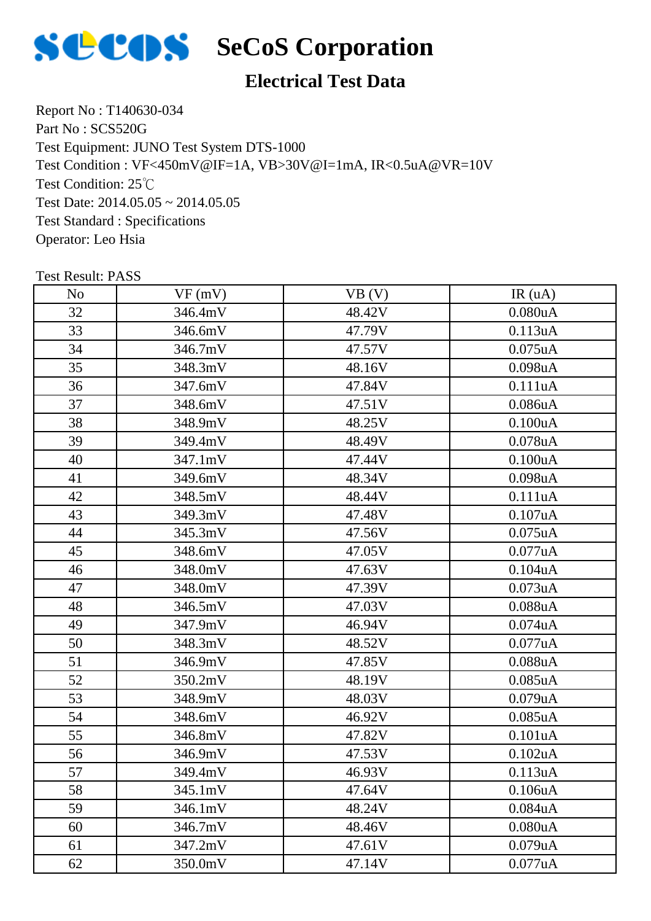# SeCoS Corporation

## Electrical Test Data

Report No : T140630-034
Part No : SCS520G
Test Equipment: JUNO Test System DTS-1000
Test Condition : VF<450mV@IF=1A, VB>30V@I=1mA, IR<0.5uA@VR=10V
Test Condition: 25℃
Test Date: 2014.05.05 ~ 2014.05.05
Test Standard : Specifications
Operator: Leo Hsia

Test Result: PASS

| No | VF (mV) | VB (V) | IR (uA) |
|---|---|---|---|
| 32 | 346.4mV | 48.42V | 0.080uA |
| 33 | 346.6mV | 47.79V | 0.113uA |
| 34 | 346.7mV | 47.57V | 0.075uA |
| 35 | 348.3mV | 48.16V | 0.098uA |
| 36 | 347.6mV | 47.84V | 0.111uA |
| 37 | 348.6mV | 47.51V | 0.086uA |
| 38 | 348.9mV | 48.25V | 0.100uA |
| 39 | 349.4mV | 48.49V | 0.078uA |
| 40 | 347.1mV | 47.44V | 0.100uA |
| 41 | 349.6mV | 48.34V | 0.098uA |
| 42 | 348.5mV | 48.44V | 0.111uA |
| 43 | 349.3mV | 47.48V | 0.107uA |
| 44 | 345.3mV | 47.56V | 0.075uA |
| 45 | 348.6mV | 47.05V | 0.077uA |
| 46 | 348.0mV | 47.63V | 0.104uA |
| 47 | 348.0mV | 47.39V | 0.073uA |
| 48 | 346.5mV | 47.03V | 0.088uA |
| 49 | 347.9mV | 46.94V | 0.074uA |
| 50 | 348.3mV | 48.52V | 0.077uA |
| 51 | 346.9mV | 47.85V | 0.088uA |
| 52 | 350.2mV | 48.19V | 0.085uA |
| 53 | 348.9mV | 48.03V | 0.079uA |
| 54 | 348.6mV | 46.92V | 0.085uA |
| 55 | 346.8mV | 47.82V | 0.101uA |
| 56 | 346.9mV | 47.53V | 0.102uA |
| 57 | 349.4mV | 46.93V | 0.113uA |
| 58 | 345.1mV | 47.64V | 0.106uA |
| 59 | 346.1mV | 48.24V | 0.084uA |
| 60 | 346.7mV | 48.46V | 0.080uA |
| 61 | 347.2mV | 47.61V | 0.079uA |
| 62 | 350.0mV | 47.14V | 0.077uA |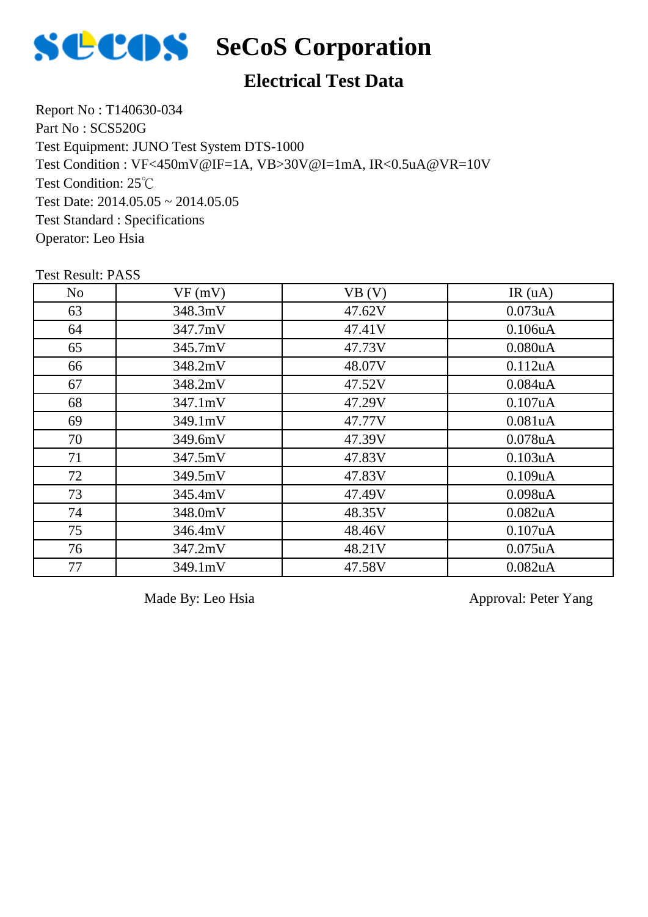# SeCoS Corporation

## Electrical Test Data

Report No : T140630-034
Part No : SCS520G
Test Equipment: JUNO Test System DTS-1000
Test Condition : VF<450mV@IF=1A, VB>30V@I=1mA, IR<0.5uA@VR=10V
Test Condition: 25℃
Test Date: 2014.05.05 ~ 2014.05.05
Test Standard : Specifications
Operator: Leo Hsia

Test Result: PASS

| No | VF (mV) | VB (V) | IR (uA) |
|---|---|---|---|
| 63 | 348.3mV | 47.62V | 0.073uA |
| 64 | 347.7mV | 47.41V | 0.106uA |
| 65 | 345.7mV | 47.73V | 0.080uA |
| 66 | 348.2mV | 48.07V | 0.112uA |
| 67 | 348.2mV | 47.52V | 0.084uA |
| 68 | 347.1mV | 47.29V | 0.107uA |
| 69 | 349.1mV | 47.77V | 0.081uA |
| 70 | 349.6mV | 47.39V | 0.078uA |
| 71 | 347.5mV | 47.83V | 0.103uA |
| 72 | 349.5mV | 47.83V | 0.109uA |
| 73 | 345.4mV | 47.49V | 0.098uA |
| 74 | 348.0mV | 48.35V | 0.082uA |
| 75 | 346.4mV | 48.46V | 0.107uA |
| 76 | 347.2mV | 48.21V | 0.075uA |
| 77 | 349.1mV | 47.58V | 0.082uA |

Made By: Leo Hsia　　　　Approval: Peter Yang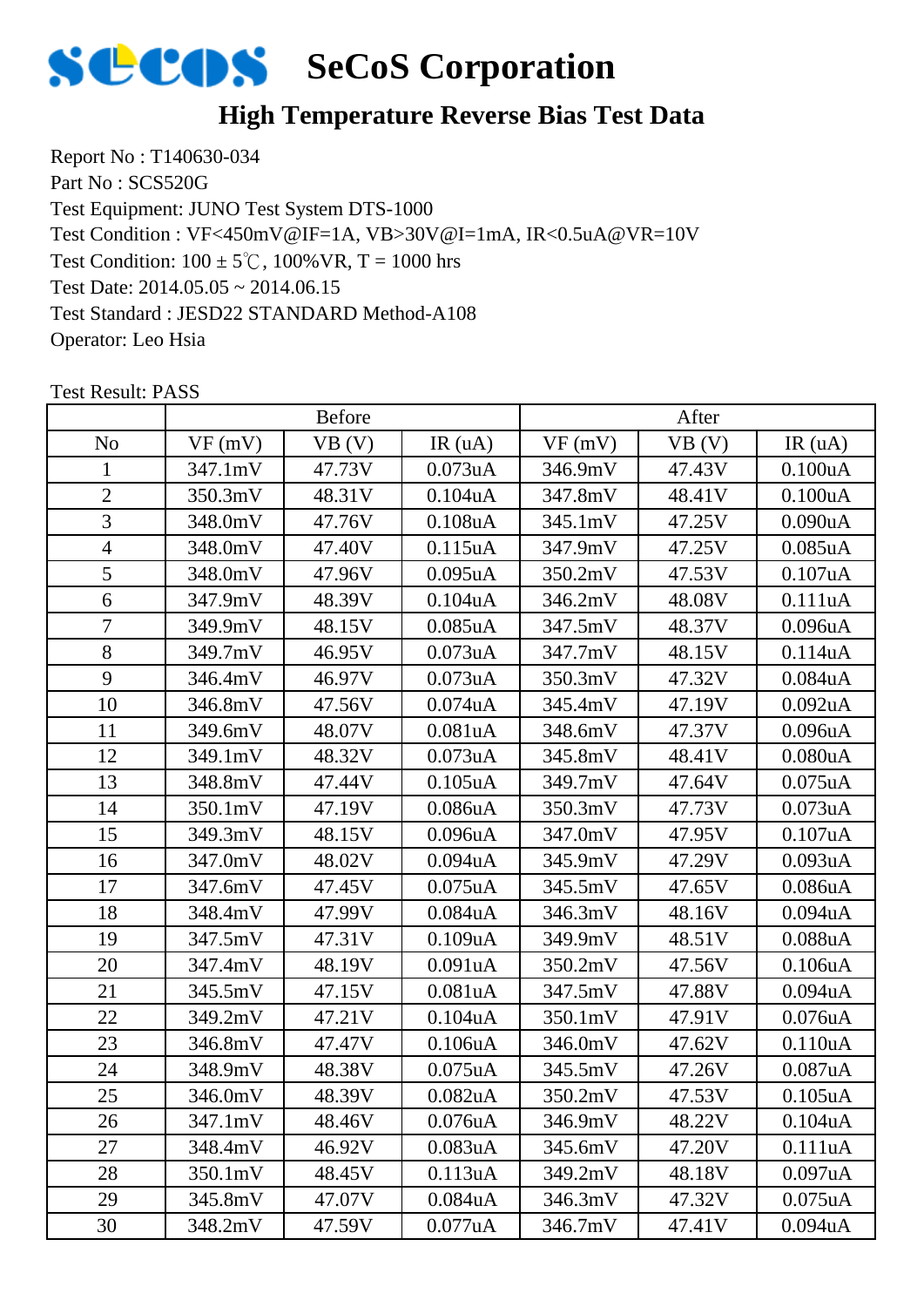# SeCoS Corporation

## High Temperature Reverse Bias Test Data

Report No : T140630-034
Part No : SCS520G
Test Equipment: JUNO Test System DTS-1000
Test Condition : VF<450mV@IF=1A, VB>30V@I=1mA, IR<0.5uA@VR=10V
Test Condition: 100 ± 5℃, 100%VR, T = 1000 hrs
Test Date: 2014.05.05 ~ 2014.06.15
Test Standard : JESD22 STANDARD Method-A108
Operator: Leo Hsia

Test Result: PASS

| | Before | | | After | | |
|---|---|---|---|---|---|---|
| No | VF (mV) | VB (V) | IR (uA) | VF (mV) | VB (V) | IR (uA) |
| 1 | 347.1mV | 47.73V | 0.073uA | 346.9mV | 47.43V | 0.100uA |
| 2 | 350.3mV | 48.31V | 0.104uA | 347.8mV | 48.41V | 0.100uA |
| 3 | 348.0mV | 47.76V | 0.108uA | 345.1mV | 47.25V | 0.090uA |
| 4 | 348.0mV | 47.40V | 0.115uA | 347.9mV | 47.25V | 0.085uA |
| 5 | 348.0mV | 47.96V | 0.095uA | 350.2mV | 47.53V | 0.107uA |
| 6 | 347.9mV | 48.39V | 0.104uA | 346.2mV | 48.08V | 0.111uA |
| 7 | 349.9mV | 48.15V | 0.085uA | 347.5mV | 48.37V | 0.096uA |
| 8 | 349.7mV | 46.95V | 0.073uA | 347.7mV | 48.15V | 0.114uA |
| 9 | 346.4mV | 46.97V | 0.073uA | 350.3mV | 47.32V | 0.084uA |
| 10 | 346.8mV | 47.56V | 0.074uA | 345.4mV | 47.19V | 0.092uA |
| 11 | 349.6mV | 48.07V | 0.081uA | 348.6mV | 47.37V | 0.096uA |
| 12 | 349.1mV | 48.32V | 0.073uA | 345.8mV | 48.41V | 0.080uA |
| 13 | 348.8mV | 47.44V | 0.105uA | 349.7mV | 47.64V | 0.075uA |
| 14 | 350.1mV | 47.19V | 0.086uA | 350.3mV | 47.73V | 0.073uA |
| 15 | 349.3mV | 48.15V | 0.096uA | 347.0mV | 47.95V | 0.107uA |
| 16 | 347.0mV | 48.02V | 0.094uA | 345.9mV | 47.29V | 0.093uA |
| 17 | 347.6mV | 47.45V | 0.075uA | 345.5mV | 47.65V | 0.086uA |
| 18 | 348.4mV | 47.99V | 0.084uA | 346.3mV | 48.16V | 0.094uA |
| 19 | 347.5mV | 47.31V | 0.109uA | 349.9mV | 48.51V | 0.088uA |
| 20 | 347.4mV | 48.19V | 0.091uA | 350.2mV | 47.56V | 0.106uA |
| 21 | 345.5mV | 47.15V | 0.081uA | 347.5mV | 47.88V | 0.094uA |
| 22 | 349.2mV | 47.21V | 0.104uA | 350.1mV | 47.91V | 0.076uA |
| 23 | 346.8mV | 47.47V | 0.106uA | 346.0mV | 47.62V | 0.110uA |
| 24 | 348.9mV | 48.38V | 0.075uA | 345.5mV | 47.26V | 0.087uA |
| 25 | 346.0mV | 48.39V | 0.082uA | 350.2mV | 47.53V | 0.105uA |
| 26 | 347.1mV | 48.46V | 0.076uA | 346.9mV | 48.22V | 0.104uA |
| 27 | 348.4mV | 46.92V | 0.083uA | 345.6mV | 47.20V | 0.111uA |
| 28 | 350.1mV | 48.45V | 0.113uA | 349.2mV | 48.18V | 0.097uA |
| 29 | 345.8mV | 47.07V | 0.084uA | 346.3mV | 47.32V | 0.075uA |
| 30 | 348.2mV | 47.59V | 0.077uA | 346.7mV | 47.41V | 0.094uA |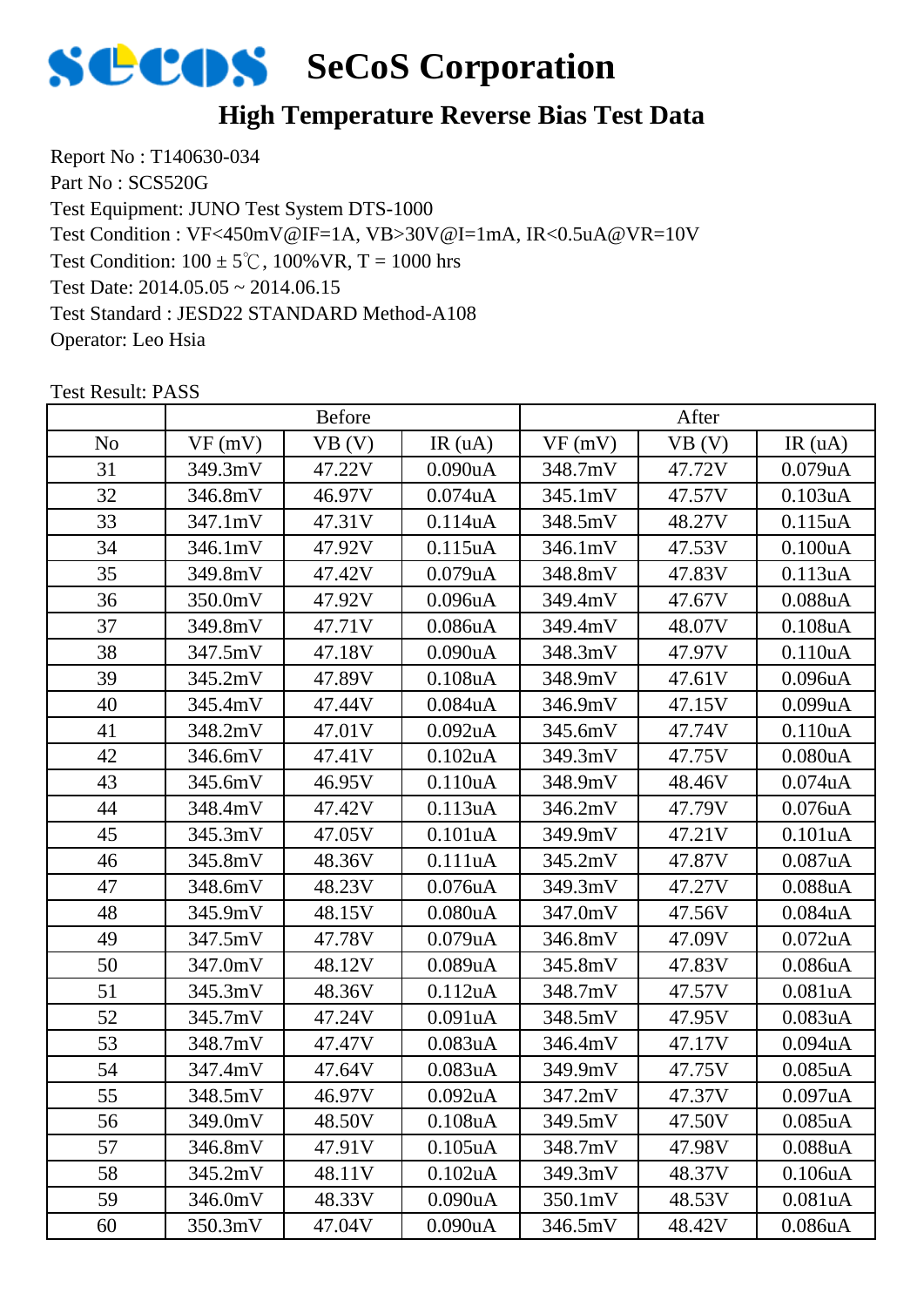# SeCoS Corporation

## High Temperature Reverse Bias Test Data

Report No : T140630-034
Part No : SCS520G
Test Equipment: JUNO Test System DTS-1000
Test Condition : VF<450mV@IF=1A, VB>30V@I=1mA, IR<0.5uA@VR=10V
Test Condition: 100 ± 5℃, 100%VR, T = 1000 hrs
Test Date: 2014.05.05 ~ 2014.06.15
Test Standard : JEDC22 STANDARD Method-A108
Operator: Leo Hsia

Test Result: PASS

| | Before | | | After | | |
|---|---|---|---|---|---|---|
| No | VF (mV) | VB (V) | IR (uA) | VF (mV) | VB (V) | IR (uA) |
| 31 | 349.3mV | 47.22V | 0.090uA | 348.7mV | 47.72V | 0.079uA |
| 32 | 346.8mV | 46.97V | 0.074uA | 345.1mV | 47.57V | 0.103uA |
| 33 | 347.1mV | 47.31V | 0.114uA | 348.5mV | 48.27V | 0.115uA |
| 34 | 346.1mV | 47.92V | 0.115uA | 346.1mV | 47.53V | 0.100uA |
| 35 | 349.8mV | 47.42V | 0.079uA | 348.8mV | 47.83V | 0.113uA |
| 36 | 350.0mV | 47.92V | 0.096uA | 349.4mV | 47.67V | 0.088uA |
| 37 | 349.8mV | 47.71V | 0.086uA | 349.4mV | 48.07V | 0.108uA |
| 38 | 347.5mV | 47.18V | 0.090uA | 348.3mV | 47.97V | 0.110uA |
| 39 | 345.2mV | 47.89V | 0.108uA | 348.9mV | 47.61V | 0.096uA |
| 40 | 345.4mV | 47.44V | 0.084uA | 346.9mV | 47.15V | 0.099uA |
| 41 | 348.2mV | 47.01V | 0.092uA | 345.6mV | 47.74V | 0.110uA |
| 42 | 346.6mV | 47.41V | 0.102uA | 349.3mV | 47.75V | 0.080uA |
| 43 | 345.6mV | 46.95V | 0.110uA | 348.9mV | 48.46V | 0.074uA |
| 44 | 348.4mV | 47.42V | 0.113uA | 346.2mV | 47.79V | 0.076uA |
| 45 | 345.3mV | 47.05V | 0.101uA | 349.9mV | 47.21V | 0.101uA |
| 46 | 345.8mV | 48.36V | 0.111uA | 345.2mV | 47.87V | 0.087uA |
| 47 | 348.6mV | 48.23V | 0.076uA | 349.3mV | 47.27V | 0.088uA |
| 48 | 345.9mV | 48.15V | 0.080uA | 347.0mV | 47.56V | 0.084uA |
| 49 | 347.5mV | 47.78V | 0.079uA | 346.8mV | 47.09V | 0.072uA |
| 50 | 347.0mV | 48.12V | 0.089uA | 345.8mV | 47.83V | 0.086uA |
| 51 | 345.3mV | 48.36V | 0.112uA | 348.7mV | 47.57V | 0.081uA |
| 52 | 345.7mV | 47.24V | 0.091uA | 348.5mV | 47.95V | 0.083uA |
| 53 | 348.7mV | 47.47V | 0.083uA | 346.4mV | 47.17V | 0.094uA |
| 54 | 347.4mV | 47.64V | 0.083uA | 349.9mV | 47.75V | 0.085uA |
| 55 | 348.5mV | 46.97V | 0.092uA | 347.2mV | 47.37V | 0.097uA |
| 56 | 349.0mV | 48.50V | 0.108uA | 349.5mV | 47.50V | 0.085uA |
| 57 | 346.8mV | 47.91V | 0.105uA | 348.7mV | 47.98V | 0.088uA |
| 58 | 345.2mV | 48.11V | 0.102uA | 349.3mV | 48.37V | 0.106uA |
| 59 | 346.0mV | 48.33V | 0.090uA | 350.1mV | 48.53V | 0.081uA |
| 60 | 350.3mV | 47.04V | 0.090uA | 346.5mV | 48.42V | 0.086uA |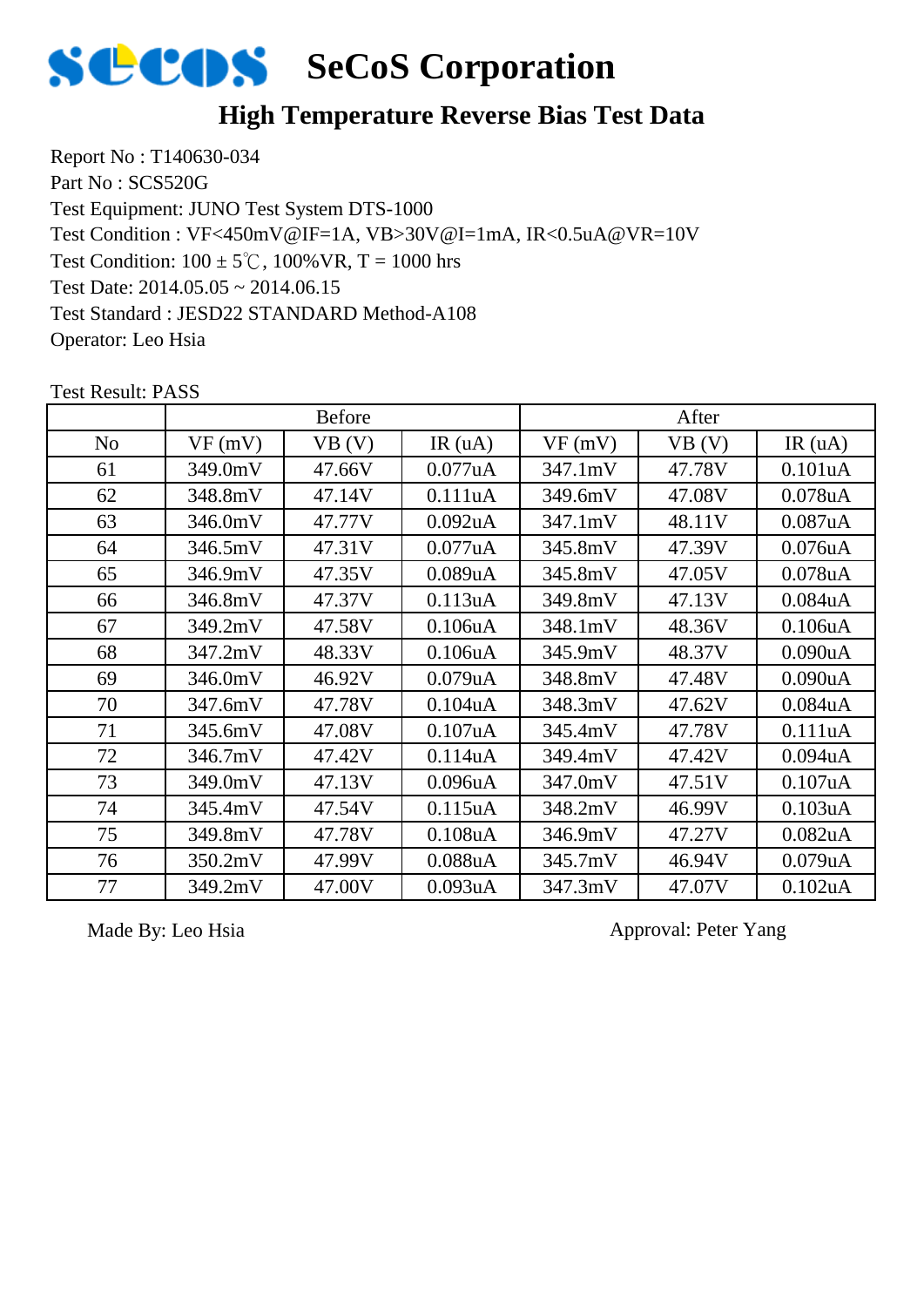# SeCoS Corporation

## High Temperature Reverse Bias Test Data

Report No : T140630-034
Part No : SCS520G
Test Equipment: JUNO Test System DTS-1000
Test Condition : VF<450mV@IF=1A, VB>30V@I=1mA, IR<0.5uA@VR=10V
Test Condition: 100 ± 5℃, 100%VR, T = 1000 hrs
Test Date: 2014.05.05 ~ 2014.06.15
Test Standard : JESD22 STANDARD Method-A108
Operator: Leo Hsia

Test Result: PASS

| | Before | | | After | | |
|---|---|---|---|---|---|---|
| No | VF (mV) | VB (V) | IR (uA) | VF (mV) | VB (V) | IR (uA) |
| 61 | 349.0mV | 47.66V | 0.077uA | 347.1mV | 47.78V | 0.101uA |
| 62 | 348.8mV | 47.14V | 0.111uA | 349.6mV | 47.08V | 0.078uA |
| 63 | 346.0mV | 47.77V | 0.092uA | 347.1mV | 48.11V | 0.087uA |
| 64 | 346.5mV | 47.31V | 0.077uA | 345.8mV | 47.39V | 0.076uA |
| 65 | 346.9mV | 47.35V | 0.089uA | 345.8mV | 47.05V | 0.078uA |
| 66 | 346.8mV | 47.37V | 0.113uA | 349.8mV | 47.13V | 0.084uA |
| 67 | 349.2mV | 47.58V | 0.106uA | 348.1mV | 48.36V | 0.106uA |
| 68 | 347.2mV | 48.33V | 0.106uA | 345.9mV | 48.37V | 0.090uA |
| 69 | 346.0mV | 46.92V | 0.079uA | 348.8mV | 47.48V | 0.090uA |
| 70 | 347.6mV | 47.78V | 0.104uA | 348.3mV | 47.62V | 0.084uA |
| 71 | 345.6mV | 47.08V | 0.107uA | 345.4mV | 47.78V | 0.111uA |
| 72 | 346.7mV | 47.42V | 0.114uA | 349.4mV | 47.42V | 0.094uA |
| 73 | 349.0mV | 47.13V | 0.096uA | 347.0mV | 47.51V | 0.107uA |
| 74 | 345.4mV | 47.54V | 0.115uA | 348.2mV | 46.99V | 0.103uA |
| 75 | 349.8mV | 47.78V | 0.108uA | 346.9mV | 47.27V | 0.082uA |
| 76 | 350.2mV | 47.99V | 0.088uA | 345.7mV | 46.94V | 0.079uA |
| 77 | 349.2mV | 47.00V | 0.093uA | 347.3mV | 47.07V | 0.102uA |

Made By: Leo Hsia

Approval: Peter Yang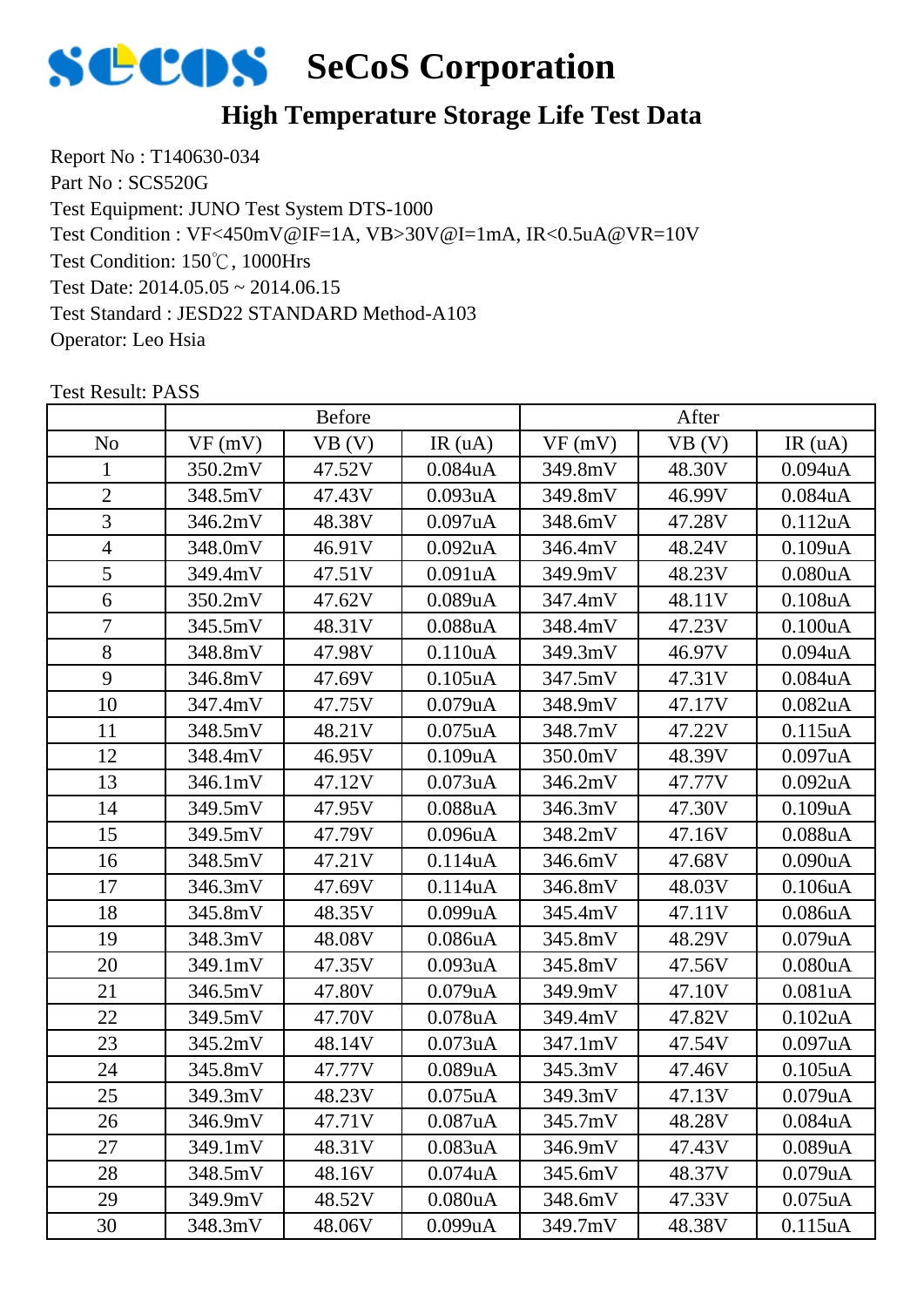# SeCoS Corporation

## High Temperature Storage Life Test Data

Report No : T140630-034
Part No : SCS520G
Test Equipment: JUNO Test System DTS-1000
Test Condition : VF<450mV@IF=1A, VB>30V@I=1mA, IR<0.5uA@VR=10V
Test Condition: 150℃, 1000Hrs
Test Date: 2014.05.05 ~ 2014.06.15
Test Standard : JEDZ2 STANDARD Method-A103
Operator: Leo Hsia

Test Result: PASS

| | Before | | | After | | |
|---|---|---|---|---|---|---|
| No | VF (mV) | VB (V) | IR (uA) | VF (mV) | VB (V) | IR (uA) |
| 1 | 350.2mV | 47.52V | 0.084uA | 349.8mV | 48.30V | 0.094uA |
| 2 | 348.5mV | 47.43V | 0.093uA | 349.8mV | 46.99V | 0.084uA |
| 3 | 346.2mV | 48.38V | 0.097uA | 348.6mV | 47.28V | 0.112uA |
| 4 | 348.0mV | 46.91V | 0.092uA | 346.4mV | 48.24V | 0.109uA |
| 5 | 349.4mV | 47.51V | 0.091uA | 349.9mV | 48.23V | 0.080uA |
| 6 | 350.2mV | 47.62V | 0.089uA | 347.4mV | 48.11V | 0.108uA |
| 7 | 345.5mV | 48.31V | 0.088uA | 348.4mV | 47.23V | 0.100uA |
| 8 | 348.8mV | 47.98V | 0.110uA | 349.3mV | 46.97V | 0.094uA |
| 9 | 346.8mV | 47.69V | 0.105uA | 347.5mV | 47.31V | 0.084uA |
| 10 | 347.4mV | 47.75V | 0.079uA | 348.9mV | 47.17V | 0.082uA |
| 11 | 348.5mV | 48.21V | 0.075uA | 348.7mV | 47.22V | 0.115uA |
| 12 | 348.4mV | 46.95V | 0.109uA | 350.0mV | 48.39V | 0.097uA |
| 13 | 346.1mV | 47.12V | 0.073uA | 346.2mV | 47.77V | 0.092uA |
| 14 | 349.5mV | 47.95V | 0.088uA | 346.3mV | 47.30V | 0.109uA |
| 15 | 349.5mV | 47.79V | 0.096uA | 348.2mV | 47.16V | 0.088uA |
| 16 | 348.5mV | 47.21V | 0.114uA | 346.6mV | 47.68V | 0.090uA |
| 17 | 346.3mV | 47.69V | 0.114uA | 346.8mV | 48.03V | 0.106uA |
| 18 | 345.8mV | 48.35V | 0.099uA | 345.4mV | 47.11V | 0.086uA |
| 19 | 348.3mV | 48.08V | 0.086uA | 345.8mV | 48.29V | 0.079uA |
| 20 | 349.1mV | 47.35V | 0.093uA | 345.8mV | 47.56V | 0.080uA |
| 21 | 346.5mV | 47.80V | 0.079uA | 349.9mV | 47.10V | 0.081uA |
| 22 | 349.5mV | 47.70V | 0.078uA | 349.4mV | 47.82V | 0.102uA |
| 23 | 345.2mV | 48.14V | 0.073uA | 347.1mV | 47.54V | 0.097uA |
| 24 | 345.8mV | 47.77V | 0.089uA | 345.3mV | 47.46V | 0.105uA |
| 25 | 349.3mV | 48.23V | 0.075uA | 349.3mV | 47.13V | 0.079uA |
| 26 | 346.9mV | 47.71V | 0.087uA | 345.7mV | 48.28V | 0.084uA |
| 27 | 349.1mV | 48.31V | 0.083uA | 346.9mV | 47.43V | 0.089uA |
| 28 | 348.5mV | 48.16V | 0.074uA | 345.6mV | 48.37V | 0.079uA |
| 29 | 349.9mV | 48.52V | 0.080uA | 348.6mV | 47.33V | 0.075uA |
| 30 | 348.3mV | 48.06V | 0.099uA | 349.7mV | 48.38V | 0.115uA |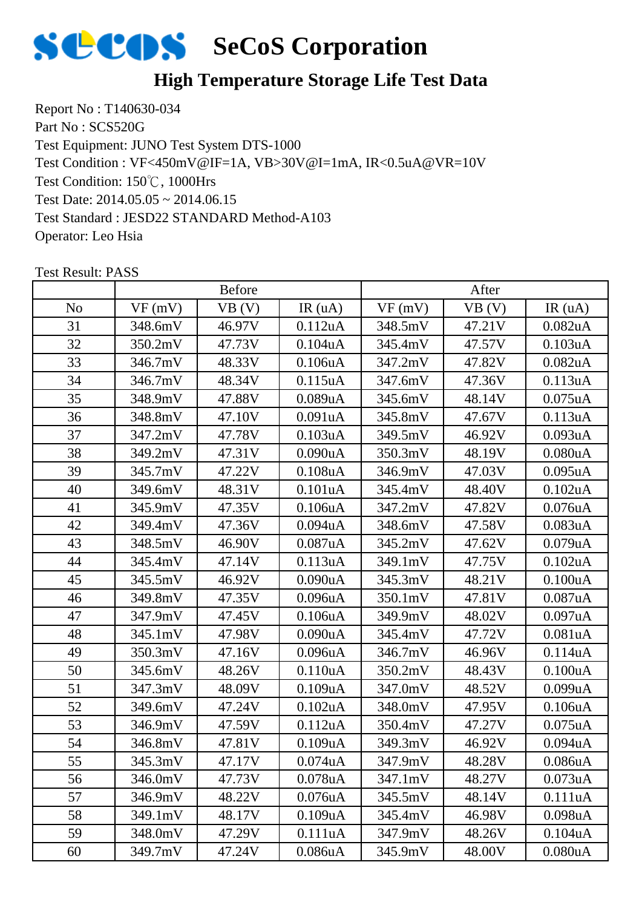# SeCoS Corporation

## High Temperature Storage Life Test Data

Report No : T140630-034
Part No : SCS520G
Test Equipment: JUNO Test System DTS-1000
Test Condition : VF<450mV@IF=1A, VB>30V@I=1mA, IR<0.5uA@VR=10V
Test Condition: 150℃, 1000Hrs
Test Date: 2014.05.05 ~ 2014.06.15
Test Standard : JESD22 STANDARD Method-A103
Operator: Leo Hsia

Test Result: PASS

| | Before | | | After | | |
|---|---|---|---|---|---|---|
| No | VF (mV) | VB (V) | IR (uA) | VF (mV) | VB (V) | IR (uA) |
| 31 | 348.6mV | 46.97V | 0.112uA | 348.5mV | 47.21V | 0.082uA |
| 32 | 350.2mV | 47.73V | 0.104uA | 345.4mV | 47.57V | 0.103uA |
| 33 | 346.7mV | 48.33V | 0.106uA | 347.2mV | 47.82V | 0.082uA |
| 34 | 346.7mV | 48.34V | 0.115uA | 347.6mV | 47.36V | 0.113uA |
| 35 | 348.9mV | 47.88V | 0.089uA | 345.6mV | 48.14V | 0.075uA |
| 36 | 348.8mV | 47.10V | 0.091uA | 345.8mV | 47.67V | 0.113uA |
| 37 | 347.2mV | 47.78V | 0.103uA | 349.5mV | 46.92V | 0.093uA |
| 38 | 349.2mV | 47.31V | 0.090uA | 350.3mV | 48.19V | 0.080uA |
| 39 | 345.7mV | 47.22V | 0.108uA | 346.9mV | 47.03V | 0.095uA |
| 40 | 349.6mV | 48.31V | 0.101uA | 345.4mV | 48.40V | 0.102uA |
| 41 | 345.9mV | 47.35V | 0.106uA | 347.2mV | 47.82V | 0.076uA |
| 42 | 349.4mV | 47.36V | 0.094uA | 348.6mV | 47.58V | 0.083uA |
| 43 | 348.5mV | 46.90V | 0.087uA | 345.2mV | 47.62V | 0.079uA |
| 44 | 345.4mV | 47.14V | 0.113uA | 349.1mV | 47.75V | 0.102uA |
| 45 | 345.5mV | 46.92V | 0.090uA | 345.3mV | 48.21V | 0.100uA |
| 46 | 349.8mV | 47.35V | 0.096uA | 350.1mV | 47.81V | 0.087uA |
| 47 | 347.9mV | 47.45V | 0.106uA | 349.9mV | 48.02V | 0.097uA |
| 48 | 345.1mV | 47.98V | 0.090uA | 345.4mV | 47.72V | 0.081uA |
| 49 | 350.3mV | 47.16V | 0.096uA | 346.7mV | 46.96V | 0.114uA |
| 50 | 345.6mV | 48.26V | 0.110uA | 350.2mV | 48.43V | 0.100uA |
| 51 | 347.3mV | 48.09V | 0.109uA | 347.0mV | 48.52V | 0.099uA |
| 52 | 349.6mV | 47.24V | 0.102uA | 348.0mV | 47.95V | 0.106uA |
| 53 | 346.9mV | 47.59V | 0.112uA | 350.4mV | 47.27V | 0.075uA |
| 54 | 346.8mV | 47.81V | 0.109uA | 349.3mV | 46.92V | 0.094uA |
| 55 | 345.3mV | 47.17V | 0.074uA | 347.9mV | 48.28V | 0.086uA |
| 56 | 346.0mV | 47.73V | 0.078uA | 347.1mV | 48.27V | 0.073uA |
| 57 | 346.9mV | 48.22V | 0.076uA | 345.5mV | 48.14V | 0.111uA |
| 58 | 349.1mV | 48.17V | 0.109uA | 345.4mV | 46.98V | 0.098uA |
| 59 | 348.0mV | 47.29V | 0.111uA | 347.9mV | 48.26V | 0.104uA |
| 60 | 349.7mV | 47.24V | 0.086uA | 345.9mV | 48.00V | 0.080uA |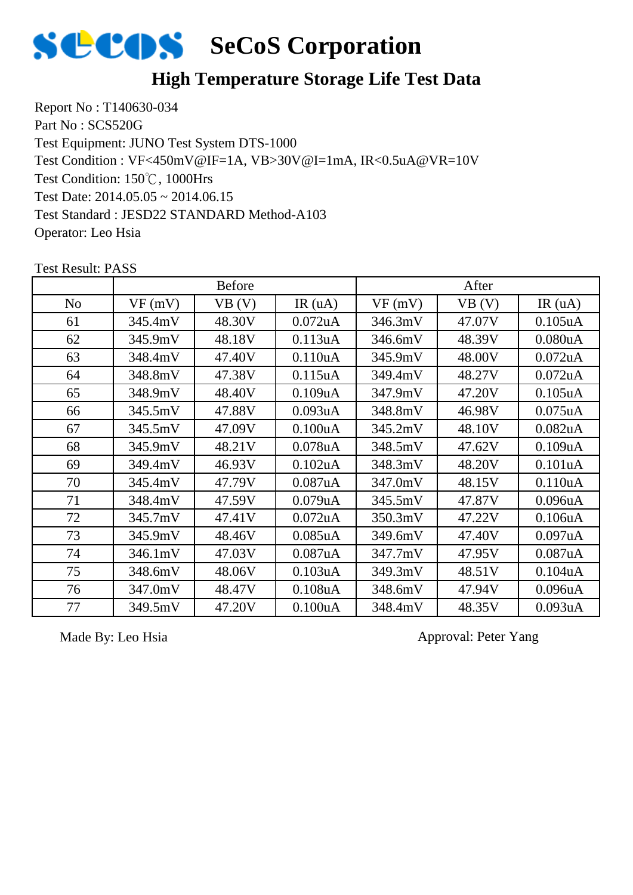# SeCoS Corporation

## High Temperature Storage Life Test Data

Report No : T140630-034
Part No : SCS520G
Test Equipment: JUNO Test System DTS-1000
Test Condition : VF<450mV@IF=1A, VB>30V@I=1mA, IR<0.5uA@VR=10V
Test Condition: 150℃, 1000Hrs
Test Date: 2014.05.05 ~ 2014.06.15
Test Standard : JESD22 STANDARD Method-A103
Operator: Leo Hsia

Test Result: PASS

| | Before | | | After | | |
|---|---|---|---|---|---|---|
| No | VF (mV) | VB (V) | IR (uA) | VF (mV) | VB (V) | IR (uA) |
| 61 | 345.4mV | 48.30V | 0.072uA | 346.3mV | 47.07V | 0.105uA |
| 62 | 345.9mV | 48.18V | 0.113uA | 346.6mV | 48.39V | 0.080uA |
| 63 | 348.4mV | 47.40V | 0.110uA | 345.9mV | 48.00V | 0.072uA |
| 64 | 348.8mV | 47.38V | 0.115uA | 349.4mV | 48.27V | 0.072uA |
| 65 | 348.9mV | 48.40V | 0.109uA | 347.9mV | 47.20V | 0.105uA |
| 66 | 345.5mV | 47.88V | 0.093uA | 348.8mV | 46.98V | 0.075uA |
| 67 | 345.5mV | 47.09V | 0.100uA | 345.2mV | 48.10V | 0.082uA |
| 68 | 345.9mV | 48.21V | 0.078uA | 348.5mV | 47.62V | 0.109uA |
| 69 | 349.4mV | 46.93V | 0.102uA | 348.3mV | 48.20V | 0.101uA |
| 70 | 345.4mV | 47.79V | 0.087uA | 347.0mV | 48.15V | 0.110uA |
| 71 | 348.4mV | 47.59V | 0.079uA | 345.5mV | 47.87V | 0.096uA |
| 72 | 345.7mV | 47.41V | 0.072uA | 350.3mV | 47.22V | 0.106uA |
| 73 | 345.9mV | 48.46V | 0.085uA | 349.6mV | 47.40V | 0.097uA |
| 74 | 346.1mV | 47.03V | 0.087uA | 347.7mV | 47.95V | 0.087uA |
| 75 | 348.6mV | 48.06V | 0.103uA | 349.3mV | 48.51V | 0.104uA |
| 76 | 347.0mV | 48.47V | 0.108uA | 348.6mV | 47.94V | 0.096uA |
| 77 | 349.5mV | 47.20V | 0.100uA | 348.4mV | 48.35V | 0.093uA |

Made By: Leo Hsia                                        Approval: Peter Yang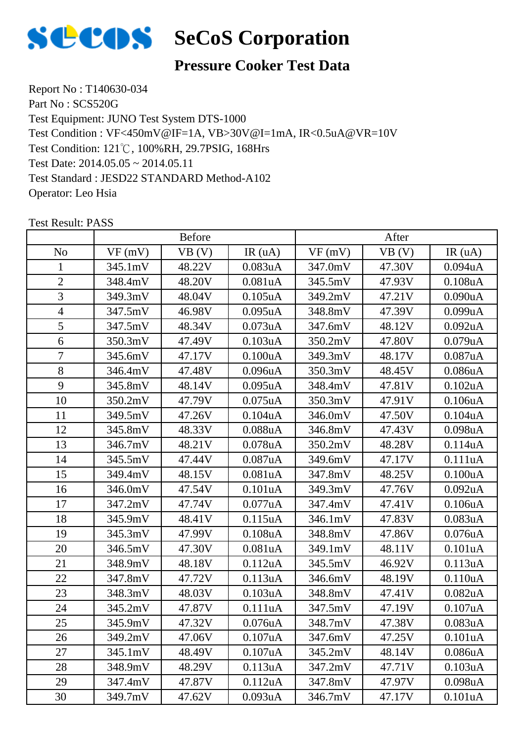# SeCoS Corporation

## Pressure Cooker Test Data

Report No : T140630-034
Part No : SCS520G
Test Equipment: JUNO Test System DTS-1000
Test Condition : VF<450mV@IF=1A, VB>30V@I=1mA, IR<0.5uA@VR=10V
Test Condition: 121℃, 100%RH, 29.7PSIG, 168Hrs
Test Date: 2014.05.05 ~ 2014.05.11
Test Standard : JESD22 STANDARD Method-A102
Operator: Leo Hsia

Test Result: PASS

| | Before | | | After | | |
|---|---|---|---|---|---|---|
| No | VF (mV) | VB (V) | IR (uA) | VF (mV) | VB (V) | IR (uA) |
| 1 | 345.1mV | 48.22V | 0.083uA | 347.0mV | 47.30V | 0.094uA |
| 2 | 348.4mV | 48.20V | 0.081uA | 345.5mV | 47.93V | 0.108uA |
| 3 | 349.3mV | 48.04V | 0.105uA | 349.2mV | 47.21V | 0.090uA |
| 4 | 347.5mV | 46.98V | 0.095uA | 348.8mV | 47.39V | 0.099uA |
| 5 | 347.5mV | 48.34V | 0.073uA | 347.6mV | 48.12V | 0.092uA |
| 6 | 350.3mV | 47.49V | 0.103uA | 350.2mV | 47.80V | 0.079uA |
| 7 | 345.6mV | 47.17V | 0.100uA | 349.3mV | 48.17V | 0.087uA |
| 8 | 346.4mV | 47.48V | 0.096uA | 350.3mV | 48.45V | 0.086uA |
| 9 | 345.8mV | 48.14V | 0.095uA | 348.4mV | 47.81V | 0.102uA |
| 10 | 350.2mV | 47.79V | 0.075uA | 350.3mV | 47.91V | 0.106uA |
| 11 | 349.5mV | 47.26V | 0.104uA | 346.0mV | 47.50V | 0.104uA |
| 12 | 345.8mV | 48.33V | 0.088uA | 346.8mV | 47.43V | 0.098uA |
| 13 | 346.7mV | 48.21V | 0.078uA | 350.2mV | 48.28V | 0.114uA |
| 14 | 345.5mV | 47.44V | 0.087uA | 349.6mV | 47.17V | 0.111uA |
| 15 | 349.4mV | 48.15V | 0.081uA | 347.8mV | 48.25V | 0.100uA |
| 16 | 346.0mV | 47.54V | 0.101uA | 349.3mV | 47.76V | 0.092uA |
| 17 | 347.2mV | 47.74V | 0.077uA | 347.4mV | 47.41V | 0.106uA |
| 18 | 345.9mV | 48.41V | 0.115uA | 346.1mV | 47.83V | 0.083uA |
| 19 | 345.3mV | 47.99V | 0.108uA | 348.8mV | 47.86V | 0.076uA |
| 20 | 346.5mV | 47.30V | 0.081uA | 349.1mV | 48.11V | 0.101uA |
| 21 | 348.9mV | 48.18V | 0.112uA | 345.5mV | 46.92V | 0.113uA |
| 22 | 347.8mV | 47.72V | 0.113uA | 346.6mV | 48.19V | 0.110uA |
| 23 | 348.3mV | 48.03V | 0.103uA | 348.8mV | 47.41V | 0.082uA |
| 24 | 345.2mV | 47.87V | 0.111uA | 347.5mV | 47.19V | 0.107uA |
| 25 | 345.9mV | 47.32V | 0.076uA | 348.7mV | 47.38V | 0.083uA |
| 26 | 349.2mV | 47.06V | 0.107uA | 347.6mV | 47.25V | 0.101uA |
| 27 | 345.1mV | 48.49V | 0.107uA | 345.2mV | 48.14V | 0.086uA |
| 28 | 348.9mV | 48.29V | 0.113uA | 347.2mV | 47.71V | 0.103uA |
| 29 | 347.4mV | 47.87V | 0.112uA | 347.8mV | 47.97V | 0.098uA |
| 30 | 349.7mV | 47.62V | 0.093uA | 346.7mV | 47.17V | 0.101uA |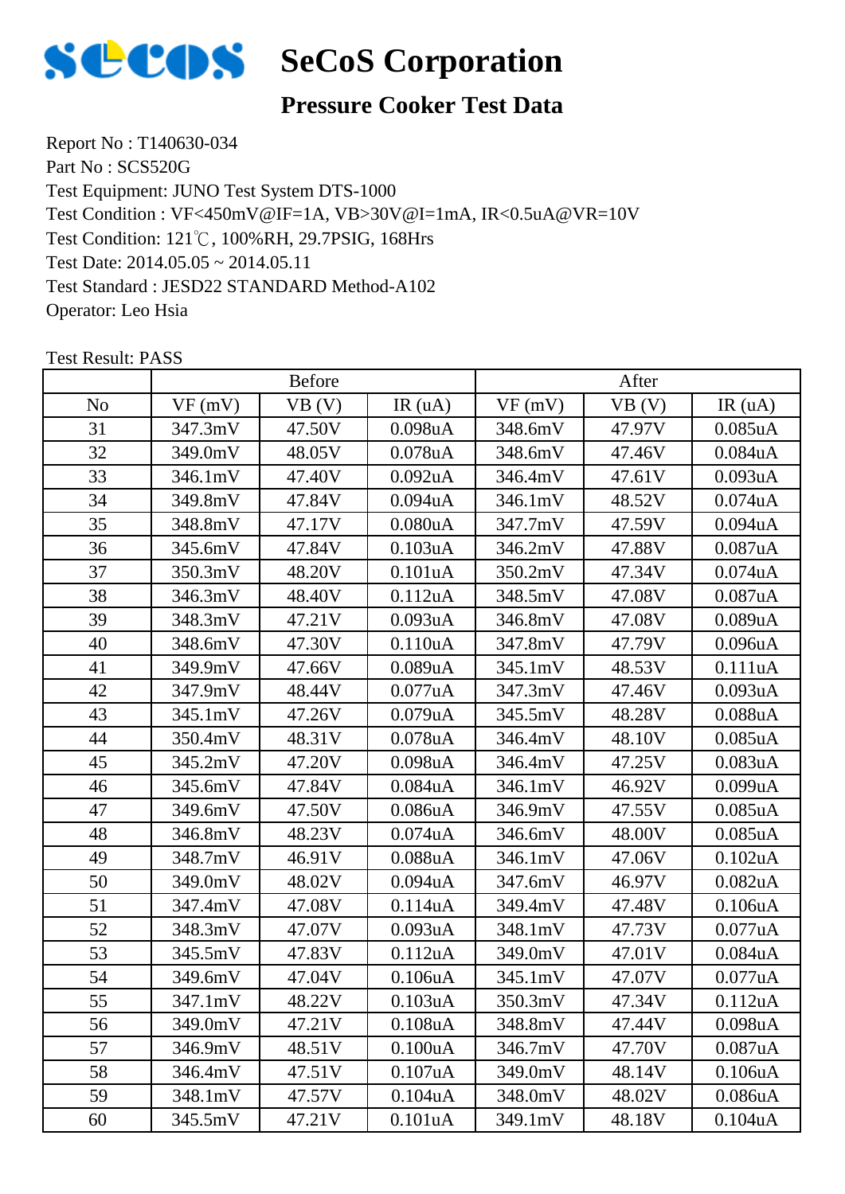# SeCoS Corporation

## Pressure Cooker Test Data

Report No : T140630-034
Part No : SCS520G
Test Equipment: JUNO Test System DTS-1000
Test Condition : VF<450mV@IF=1A, VB>30V@I=1mA, IR<0.5uA@VR=10V
Test Condition: 121℃, 100%RH, 29.7PSIG, 168Hrs
Test Date: 2014.05.05 ~ 2014.05.11
Test Standard : JEDSD22 STANDARD Method-A102
Operator: Leo Hsia

Test Result: PASS

| | Before | | | After | | |
|---|---|---|---|---|---|---|
| No | VF (mV) | VB (V) | IR (uA) | VF (mV) | VB (V) | IR (uA) |
| 31 | 347.3mV | 47.50V | 0.098uA | 348.6mV | 47.97V | 0.085uA |
| 32 | 349.0mV | 48.05V | 0.078uA | 348.6mV | 47.46V | 0.084uA |
| 33 | 346.1mV | 47.40V | 0.092uA | 346.4mV | 47.61V | 0.093uA |
| 34 | 349.8mV | 47.84V | 0.094uA | 346.1mV | 48.52V | 0.074uA |
| 35 | 348.8mV | 47.17V | 0.080uA | 347.7mV | 47.59V | 0.094uA |
| 36 | 345.6mV | 47.84V | 0.103uA | 346.2mV | 47.88V | 0.087uA |
| 37 | 350.3mV | 48.20V | 0.101uA | 350.2mV | 47.34V | 0.074uA |
| 38 | 346.3mV | 48.40V | 0.112uA | 348.5mV | 47.08V | 0.087uA |
| 39 | 348.3mV | 47.21V | 0.093uA | 346.8mV | 47.08V | 0.089uA |
| 40 | 348.6mV | 47.30V | 0.110uA | 347.8mV | 47.79V | 0.096uA |
| 41 | 349.9mV | 47.66V | 0.089uA | 345.1mV | 48.53V | 0.111uA |
| 42 | 347.9mV | 48.44V | 0.077uA | 347.3mV | 47.46V | 0.093uA |
| 43 | 345.1mV | 47.26V | 0.079uA | 345.5mV | 48.28V | 0.088uA |
| 44 | 350.4mV | 48.31V | 0.078uA | 346.4mV | 48.10V | 0.085uA |
| 45 | 345.2mV | 47.20V | 0.098uA | 346.4mV | 47.25V | 0.083uA |
| 46 | 345.6mV | 47.84V | 0.084uA | 346.1mV | 46.92V | 0.099uA |
| 47 | 349.6mV | 47.50V | 0.086uA | 346.9mV | 47.55V | 0.085uA |
| 48 | 346.8mV | 48.23V | 0.074uA | 346.6mV | 48.00V | 0.085uA |
| 49 | 348.7mV | 46.91V | 0.088uA | 346.1mV | 47.06V | 0.102uA |
| 50 | 349.0mV | 48.02V | 0.094uA | 347.6mV | 46.97V | 0.082uA |
| 51 | 347.4mV | 47.08V | 0.114uA | 349.4mV | 47.48V | 0.106uA |
| 52 | 348.3mV | 47.07V | 0.093uA | 348.1mV | 47.73V | 0.077uA |
| 53 | 345.5mV | 47.83V | 0.112uA | 349.0mV | 47.01V | 0.084uA |
| 54 | 349.6mV | 47.04V | 0.106uA | 345.1mV | 47.07V | 0.077uA |
| 55 | 347.1mV | 48.22V | 0.103uA | 350.3mV | 47.34V | 0.112uA |
| 56 | 349.0mV | 47.21V | 0.108uA | 348.8mV | 47.44V | 0.098uA |
| 57 | 346.9mV | 48.51V | 0.100uA | 346.7mV | 47.70V | 0.087uA |
| 58 | 346.4mV | 47.51V | 0.107uA | 349.0mV | 48.14V | 0.106uA |
| 59 | 348.1mV | 47.57V | 0.104uA | 348.0mV | 48.02V | 0.086uA |
| 60 | 345.5mV | 47.21V | 0.101uA | 349.1mV | 48.18V | 0.104uA |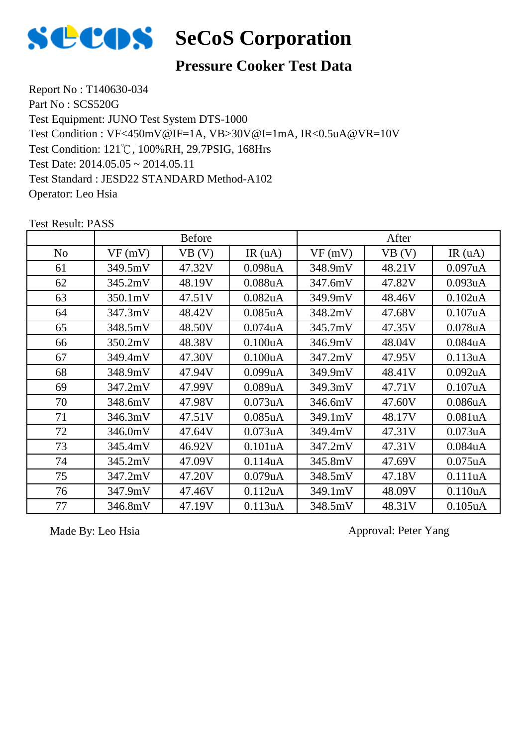# SeCoS Corporation

## Pressure Cooker Test Data

Report No : T140630-034
Part No : SCS520G
Test Equipment: JUNO Test System DTS-1000
Test Condition : VF<450mV@IF=1A, VB>30V@I=1mA, IR<0.5uA@VR=10V
Test Condition: 121℃, 100%RH, 29.7PSIG, 168Hrs
Test Date: 2014.05.05 ~ 2014.05.11
Test Standard : JESD22 STANDARD Method-A102
Operator: Leo Hsia

Test Result: PASS

| | Before | | | After | | |
|---|---|---|---|---|---|---|
| No | VF (mV) | VB (V) | IR (uA) | VF (mV) | VB (V) | IR (uA) |
| 61 | 349.5mV | 47.32V | 0.098uA | 348.9mV | 48.21V | 0.097uA |
| 62 | 345.2mV | 48.19V | 0.088uA | 347.6mV | 47.82V | 0.093uA |
| 63 | 350.1mV | 47.51V | 0.082uA | 349.9mV | 48.46V | 0.102uA |
| 64 | 347.3mV | 48.42V | 0.085uA | 348.2mV | 47.68V | 0.107uA |
| 65 | 348.5mV | 48.50V | 0.074uA | 345.7mV | 47.35V | 0.078uA |
| 66 | 350.2mV | 48.38V | 0.100uA | 346.9mV | 48.04V | 0.084uA |
| 67 | 349.4mV | 47.30V | 0.100uA | 347.2mV | 47.95V | 0.113uA |
| 68 | 348.9mV | 47.94V | 0.099uA | 349.9mV | 48.41V | 0.092uA |
| 69 | 347.2mV | 47.99V | 0.089uA | 349.3mV | 47.71V | 0.107uA |
| 70 | 348.6mV | 47.98V | 0.073uA | 346.6mV | 47.60V | 0.086uA |
| 71 | 346.3mV | 47.51V | 0.085uA | 349.1mV | 48.17V | 0.081uA |
| 72 | 346.0mV | 47.64V | 0.073uA | 349.4mV | 47.31V | 0.073uA |
| 73 | 345.4mV | 46.92V | 0.101uA | 347.2mV | 47.31V | 0.084uA |
| 74 | 345.2mV | 47.09V | 0.114uA | 345.8mV | 47.69V | 0.075uA |
| 75 | 347.2mV | 47.20V | 0.079uA | 348.5mV | 47.18V | 0.111uA |
| 76 | 347.9mV | 47.46V | 0.112uA | 349.1mV | 48.09V | 0.110uA |
| 77 | 346.8mV | 47.19V | 0.113uA | 348.5mV | 48.31V | 0.105uA |

Made By: Leo Hsia

Approval: Peter Yang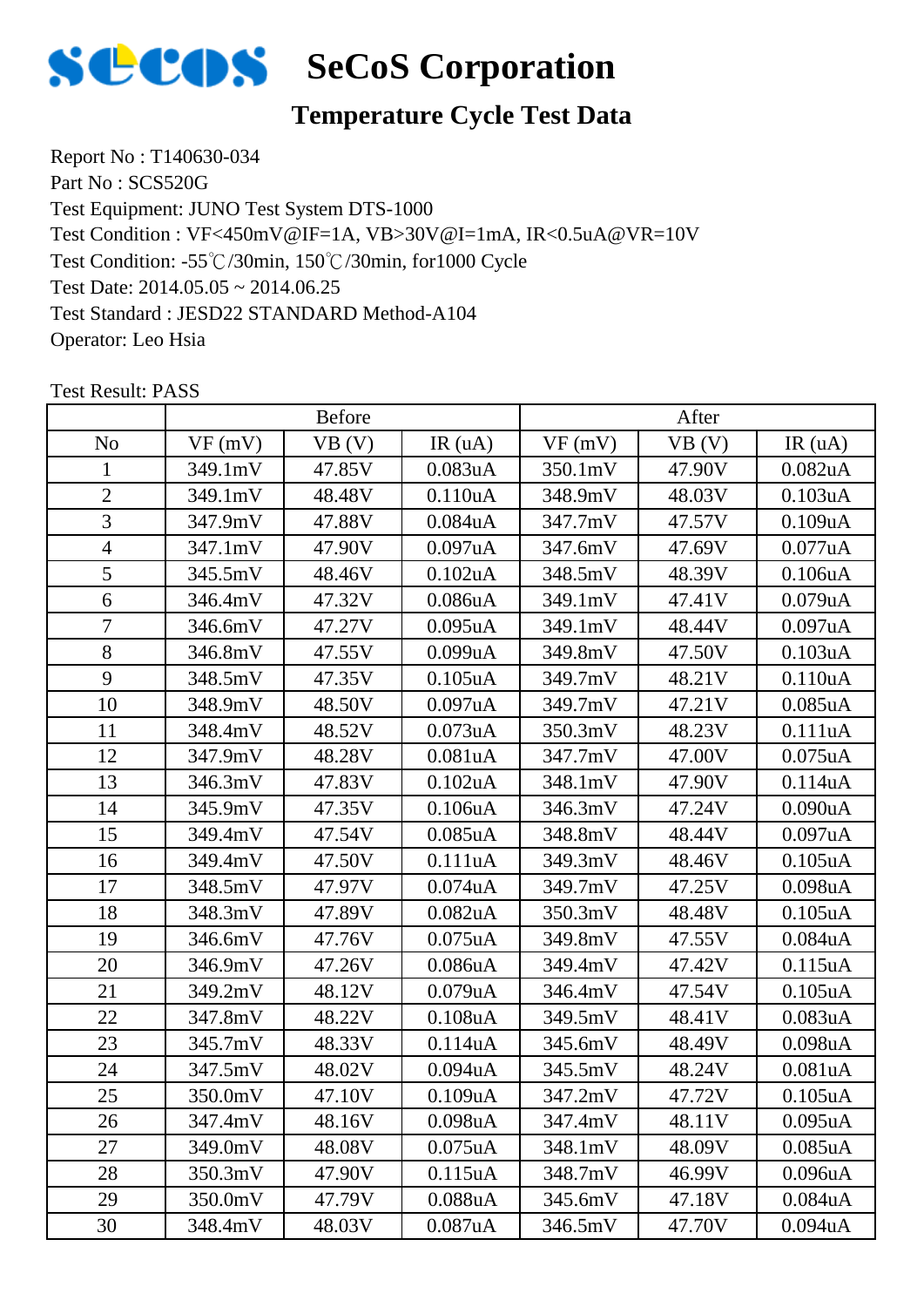# SeCoS Corporation

## Temperature Cycle Test Data

Report No : T140630-034
Part No : SCS520G
Test Equipment: JUNO Test System DTS-1000
Test Condition : VF<450mV@IF=1A, VB>30V@I=1mA, IR<0.5uA@VR=10V
Test Condition: -55℃/30min, 150℃/30min, for1000 Cycle
Test Date: 2014.05.05 ~ 2014.06.25
Test Standard : JESD22 STANDARD Method-A104
Operator: Leo Hsia

Test Result: PASS

| | Before | | | After | | |
|---|---|---|---|---|---|---|
| No | VF (mV) | VB (V) | IR (uA) | VF (mV) | VB (V) | IR (uA) |
| 1 | 349.1mV | 47.85V | 0.083uA | 350.1mV | 47.90V | 0.082uA |
| 2 | 349.1mV | 48.48V | 0.110uA | 348.9mV | 48.03V | 0.103uA |
| 3 | 347.9mV | 47.88V | 0.084uA | 347.7mV | 47.57V | 0.109uA |
| 4 | 347.1mV | 47.90V | 0.097uA | 347.6mV | 47.69V | 0.077uA |
| 5 | 345.5mV | 48.46V | 0.102uA | 348.5mV | 48.39V | 0.106uA |
| 6 | 346.4mV | 47.32V | 0.086uA | 349.1mV | 47.41V | 0.079uA |
| 7 | 346.6mV | 47.27V | 0.095uA | 349.1mV | 48.44V | 0.097uA |
| 8 | 346.8mV | 47.55V | 0.099uA | 349.8mV | 47.50V | 0.103uA |
| 9 | 348.5mV | 47.35V | 0.105uA | 349.7mV | 48.21V | 0.110uA |
| 10 | 348.9mV | 48.50V | 0.097uA | 349.7mV | 47.21V | 0.085uA |
| 11 | 348.4mV | 48.52V | 0.073uA | 350.3mV | 48.23V | 0.111uA |
| 12 | 347.9mV | 48.28V | 0.081uA | 347.7mV | 47.00V | 0.075uA |
| 13 | 346.3mV | 47.83V | 0.102uA | 348.1mV | 47.90V | 0.114uA |
| 14 | 345.9mV | 47.35V | 0.106uA | 346.3mV | 47.24V | 0.090uA |
| 15 | 349.4mV | 47.54V | 0.085uA | 348.8mV | 48.44V | 0.097uA |
| 16 | 349.4mV | 47.50V | 0.111uA | 349.3mV | 48.46V | 0.105uA |
| 17 | 348.5mV | 47.97V | 0.074uA | 349.7mV | 47.25V | 0.098uA |
| 18 | 348.3mV | 47.89V | 0.082uA | 350.3mV | 48.48V | 0.105uA |
| 19 | 346.6mV | 47.76V | 0.075uA | 349.8mV | 47.55V | 0.084uA |
| 20 | 346.9mV | 47.26V | 0.086uA | 349.4mV | 47.42V | 0.115uA |
| 21 | 349.2mV | 48.12V | 0.079uA | 346.4mV | 47.54V | 0.105uA |
| 22 | 347.8mV | 48.22V | 0.108uA | 349.5mV | 48.41V | 0.083uA |
| 23 | 345.7mV | 48.33V | 0.114uA | 345.6mV | 48.49V | 0.098uA |
| 24 | 347.5mV | 48.02V | 0.094uA | 345.5mV | 48.24V | 0.081uA |
| 25 | 350.0mV | 47.10V | 0.109uA | 347.2mV | 47.72V | 0.105uA |
| 26 | 347.4mV | 48.16V | 0.098uA | 347.4mV | 48.11V | 0.095uA |
| 27 | 349.0mV | 48.08V | 0.075uA | 348.1mV | 48.09V | 0.085uA |
| 28 | 350.3mV | 47.90V | 0.115uA | 348.7mV | 46.99V | 0.096uA |
| 29 | 350.0mV | 47.79V | 0.088uA | 345.6mV | 47.18V | 0.084uA |
| 30 | 348.4mV | 48.03V | 0.087uA | 346.5mV | 47.70V | 0.094uA |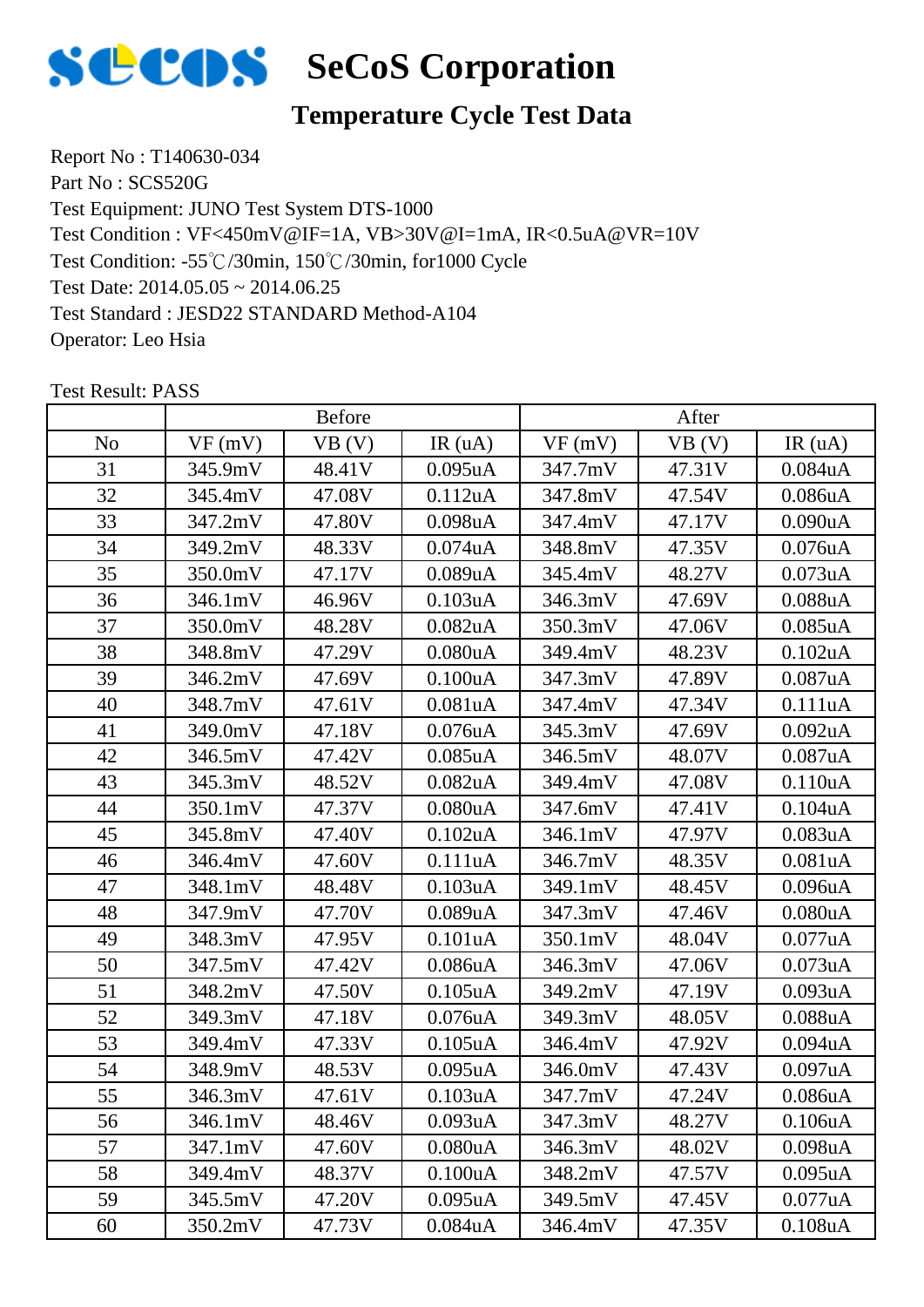# SeCoS Corporation

## Temperature Cycle Test Data

Report No : T140630-034
Part No : SCS520G
Test Equipment: JUNO Test System DTS-1000
Test Condition : VF<450mV@IF=1A, VB>30V@I=1mA, IR<0.5uA@VR=10V
Test Condition: -55℃/30min, 150℃/30min, for1000 Cycle
Test Date: 2014.05.05 ~ 2014.06.25
Test Standard : JESD22 STANDARD Method-A104
Operator: Leo Hsia

Test Result: PASS

| | Before | | | After | | |
|---|---|---|---|---|---|---|
| No | VF (mV) | VB (V) | IR (uA) | VF (mV) | VB (V) | IR (uA) |
| 31 | 345.9mV | 48.41V | 0.095uA | 347.7mV | 47.31V | 0.084uA |
| 32 | 345.4mV | 47.08V | 0.112uA | 347.8mV | 47.54V | 0.086uA |
| 33 | 347.2mV | 47.80V | 0.098uA | 347.4mV | 47.17V | 0.090uA |
| 34 | 349.2mV | 48.33V | 0.074uA | 348.8mV | 47.35V | 0.076uA |
| 35 | 350.0mV | 47.17V | 0.089uA | 345.4mV | 48.27V | 0.073uA |
| 36 | 346.1mV | 46.96V | 0.103uA | 346.3mV | 47.69V | 0.088uA |
| 37 | 350.0mV | 48.28V | 0.082uA | 350.3mV | 47.06V | 0.085uA |
| 38 | 348.8mV | 47.29V | 0.080uA | 349.4mV | 48.23V | 0.102uA |
| 39 | 346.2mV | 47.69V | 0.100uA | 347.3mV | 47.89V | 0.087uA |
| 40 | 348.7mV | 47.61V | 0.081uA | 347.4mV | 47.34V | 0.111uA |
| 41 | 349.0mV | 47.18V | 0.076uA | 345.3mV | 47.69V | 0.092uA |
| 42 | 346.5mV | 47.42V | 0.085uA | 346.5mV | 48.07V | 0.087uA |
| 43 | 345.3mV | 48.52V | 0.082uA | 349.4mV | 47.08V | 0.110uA |
| 44 | 350.1mV | 47.37V | 0.080uA | 347.6mV | 47.41V | 0.104uA |
| 45 | 345.8mV | 47.40V | 0.102uA | 346.1mV | 47.97V | 0.083uA |
| 46 | 346.4mV | 47.60V | 0.111uA | 346.7mV | 48.35V | 0.081uA |
| 47 | 348.1mV | 48.48V | 0.103uA | 349.1mV | 48.45V | 0.096uA |
| 48 | 347.9mV | 47.70V | 0.089uA | 347.3mV | 47.46V | 0.080uA |
| 49 | 348.3mV | 47.95V | 0.101uA | 350.1mV | 48.04V | 0.077uA |
| 50 | 347.5mV | 47.42V | 0.086uA | 346.3mV | 47.06V | 0.073uA |
| 51 | 348.2mV | 47.50V | 0.105uA | 349.2mV | 47.19V | 0.093uA |
| 52 | 349.3mV | 47.18V | 0.076uA | 349.3mV | 48.05V | 0.088uA |
| 53 | 349.4mV | 47.33V | 0.105uA | 346.4mV | 47.92V | 0.094uA |
| 54 | 348.9mV | 48.53V | 0.095uA | 346.0mV | 47.43V | 0.097uA |
| 55 | 346.3mV | 47.61V | 0.103uA | 347.7mV | 47.24V | 0.086uA |
| 56 | 346.1mV | 48.46V | 0.093uA | 347.3mV | 48.27V | 0.106uA |
| 57 | 347.1mV | 47.60V | 0.080uA | 346.3mV | 48.02V | 0.098uA |
| 58 | 349.4mV | 48.37V | 0.100uA | 348.2mV | 47.57V | 0.095uA |
| 59 | 345.5mV | 47.20V | 0.095uA | 349.5mV | 47.45V | 0.077uA |
| 60 | 350.2mV | 47.73V | 0.084uA | 346.4mV | 47.35V | 0.108uA |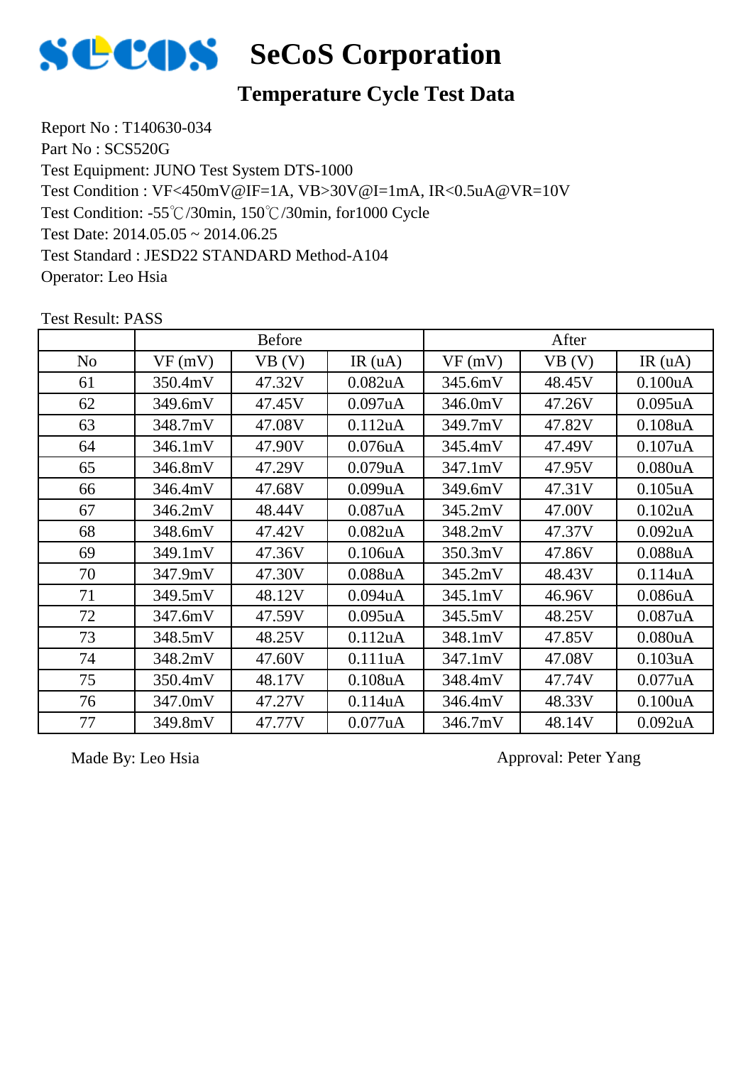# SeCoS Corporation

## Temperature Cycle Test Data

Report No : T140630-034
Part No : SCS520G
Test Equipment: JUNO Test System DTS-1000
Test Condition : VF<450mV@IF=1A, VB>30V@I=1mA, IR<0.5uA@VR=10V
Test Condition: -55℃/30min, 150℃/30min, for1000 Cycle
Test Date: 2014.05.05 ~ 2014.06.25
Test Standard : JEDEC22 STANDARD Method-A104
Operator: Leo Hsia

Test Result: PASS

| | Before | | | After | | |
|---|---|---|---|---|---|---|
| No | VF (mV) | VB (V) | IR (uA) | VF (mV) | VB (V) | IR (uA) |
| 61 | 350.4mV | 47.32V | 0.082uA | 345.6mV | 48.45V | 0.100uA |
| 62 | 349.6mV | 47.45V | 0.097uA | 346.0mV | 47.26V | 0.095uA |
| 63 | 348.7mV | 47.08V | 0.112uA | 349.7mV | 47.82V | 0.108uA |
| 64 | 346.1mV | 47.90V | 0.076uA | 345.4mV | 47.49V | 0.107uA |
| 65 | 346.8mV | 47.29V | 0.079uA | 347.1mV | 47.95V | 0.080uA |
| 66 | 346.4mV | 47.68V | 0.099uA | 349.6mV | 47.31V | 0.105uA |
| 67 | 346.2mV | 48.44V | 0.087uA | 345.2mV | 47.00V | 0.102uA |
| 68 | 348.6mV | 47.42V | 0.082uA | 348.2mV | 47.37V | 0.092uA |
| 69 | 349.1mV | 47.36V | 0.106uA | 350.3mV | 47.86V | 0.088uA |
| 70 | 347.9mV | 47.30V | 0.088uA | 345.2mV | 48.43V | 0.114uA |
| 71 | 349.5mV | 48.12V | 0.094uA | 345.1mV | 46.96V | 0.086uA |
| 72 | 347.6mV | 47.59V | 0.095uA | 345.5mV | 48.25V | 0.087uA |
| 73 | 348.5mV | 48.25V | 0.112uA | 348.1mV | 47.85V | 0.080uA |
| 74 | 348.2mV | 47.60V | 0.111uA | 347.1mV | 47.08V | 0.103uA |
| 75 | 350.4mV | 48.17V | 0.108uA | 348.4mV | 47.74V | 0.077uA |
| 76 | 347.0mV | 47.27V | 0.114uA | 346.4mV | 48.33V | 0.100uA |
| 77 | 349.8mV | 47.77V | 0.077uA | 346.7mV | 48.14V | 0.092uA |

Made By: Leo Hsia　　　　　　　　　　Approval: Peter Yang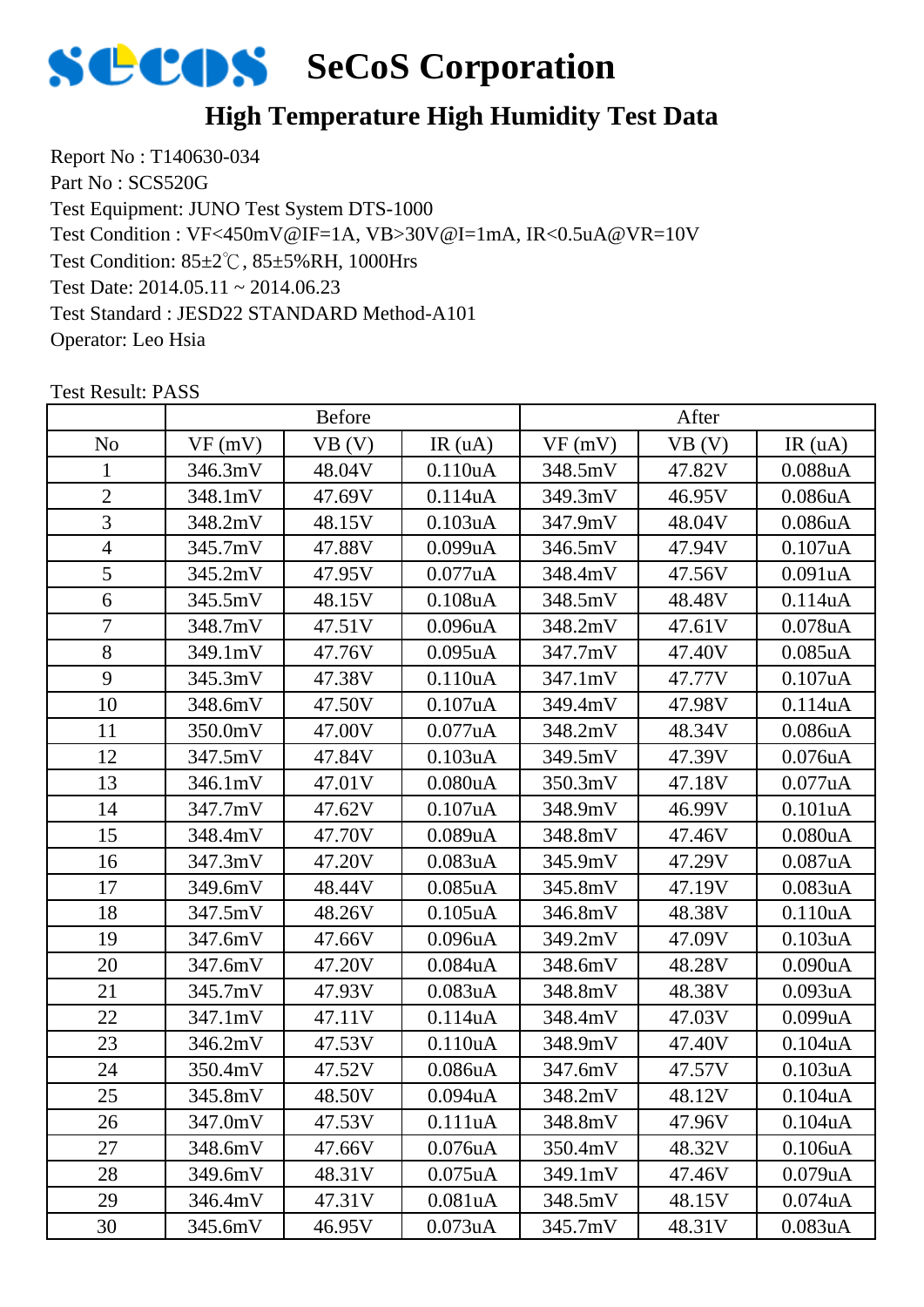# SeCoS Corporation

## High Temperature High Humidity Test Data

Report No : T140630-034
Part No : SCS520G
Test Equipment: JUNO Test System DTS-1000
Test Condition : VF<450mV@IF=1A, VB>30V@I=1mA, IR<0.5uA@VR=10V
Test Condition: 85±2℃, 85±5%RH, 1000Hrs
Test Date: 2014.05.11 ~ 2014.06.23
Test Standard : JESD22 STANDARD Method-A101
Operator: Leo Hsia

Test Result: PASS

| | Before | | | After | | |
|---|---|---|---|---|---|---|
| No | VF (mV) | VB (V) | IR (uA) | VF (mV) | VB (V) | IR (uA) |
| 1 | 346.3mV | 48.04V | 0.110uA | 348.5mV | 47.82V | 0.088uA |
| 2 | 348.1mV | 47.69V | 0.114uA | 349.3mV | 46.95V | 0.086uA |
| 3 | 348.2mV | 48.15V | 0.103uA | 347.9mV | 48.04V | 0.086uA |
| 4 | 345.7mV | 47.88V | 0.099uA | 346.5mV | 47.94V | 0.107uA |
| 5 | 345.2mV | 47.95V | 0.077uA | 348.4mV | 47.56V | 0.091uA |
| 6 | 345.5mV | 48.15V | 0.108uA | 348.5mV | 48.48V | 0.114uA |
| 7 | 348.7mV | 47.51V | 0.096uA | 348.2mV | 47.61V | 0.078uA |
| 8 | 349.1mV | 47.76V | 0.095uA | 347.7mV | 47.40V | 0.085uA |
| 9 | 345.3mV | 47.38V | 0.110uA | 347.1mV | 47.77V | 0.107uA |
| 10 | 348.6mV | 47.50V | 0.107uA | 349.4mV | 47.98V | 0.114uA |
| 11 | 350.0mV | 47.00V | 0.077uA | 348.2mV | 48.34V | 0.086uA |
| 12 | 347.5mV | 47.84V | 0.103uA | 349.5mV | 47.39V | 0.076uA |
| 13 | 346.1mV | 47.01V | 0.080uA | 350.3mV | 47.18V | 0.077uA |
| 14 | 347.7mV | 47.62V | 0.107uA | 348.9mV | 46.99V | 0.101uA |
| 15 | 348.4mV | 47.70V | 0.089uA | 348.8mV | 47.46V | 0.080uA |
| 16 | 347.3mV | 47.20V | 0.083uA | 345.9mV | 47.29V | 0.087uA |
| 17 | 349.6mV | 48.44V | 0.085uA | 345.8mV | 47.19V | 0.083uA |
| 18 | 347.5mV | 48.26V | 0.105uA | 346.8mV | 48.38V | 0.110uA |
| 19 | 347.6mV | 47.66V | 0.096uA | 349.2mV | 47.09V | 0.103uA |
| 20 | 347.6mV | 47.20V | 0.084uA | 348.6mV | 48.28V | 0.090uA |
| 21 | 345.7mV | 47.93V | 0.083uA | 348.8mV | 48.38V | 0.093uA |
| 22 | 347.1mV | 47.11V | 0.114uA | 348.4mV | 47.03V | 0.099uA |
| 23 | 346.2mV | 47.53V | 0.110uA | 348.9mV | 47.40V | 0.104uA |
| 24 | 350.4mV | 47.52V | 0.086uA | 347.6mV | 47.57V | 0.103uA |
| 25 | 345.8mV | 48.50V | 0.094uA | 348.2mV | 48.12V | 0.104uA |
| 26 | 347.0mV | 47.53V | 0.111uA | 348.8mV | 47.96V | 0.104uA |
| 27 | 348.6mV | 47.66V | 0.076uA | 350.4mV | 48.32V | 0.106uA |
| 28 | 349.6mV | 48.31V | 0.075uA | 349.1mV | 47.46V | 0.079uA |
| 29 | 346.4mV | 47.31V | 0.081uA | 348.5mV | 48.15V | 0.074uA |
| 30 | 345.6mV | 46.95V | 0.073uA | 345.7mV | 48.31V | 0.083uA |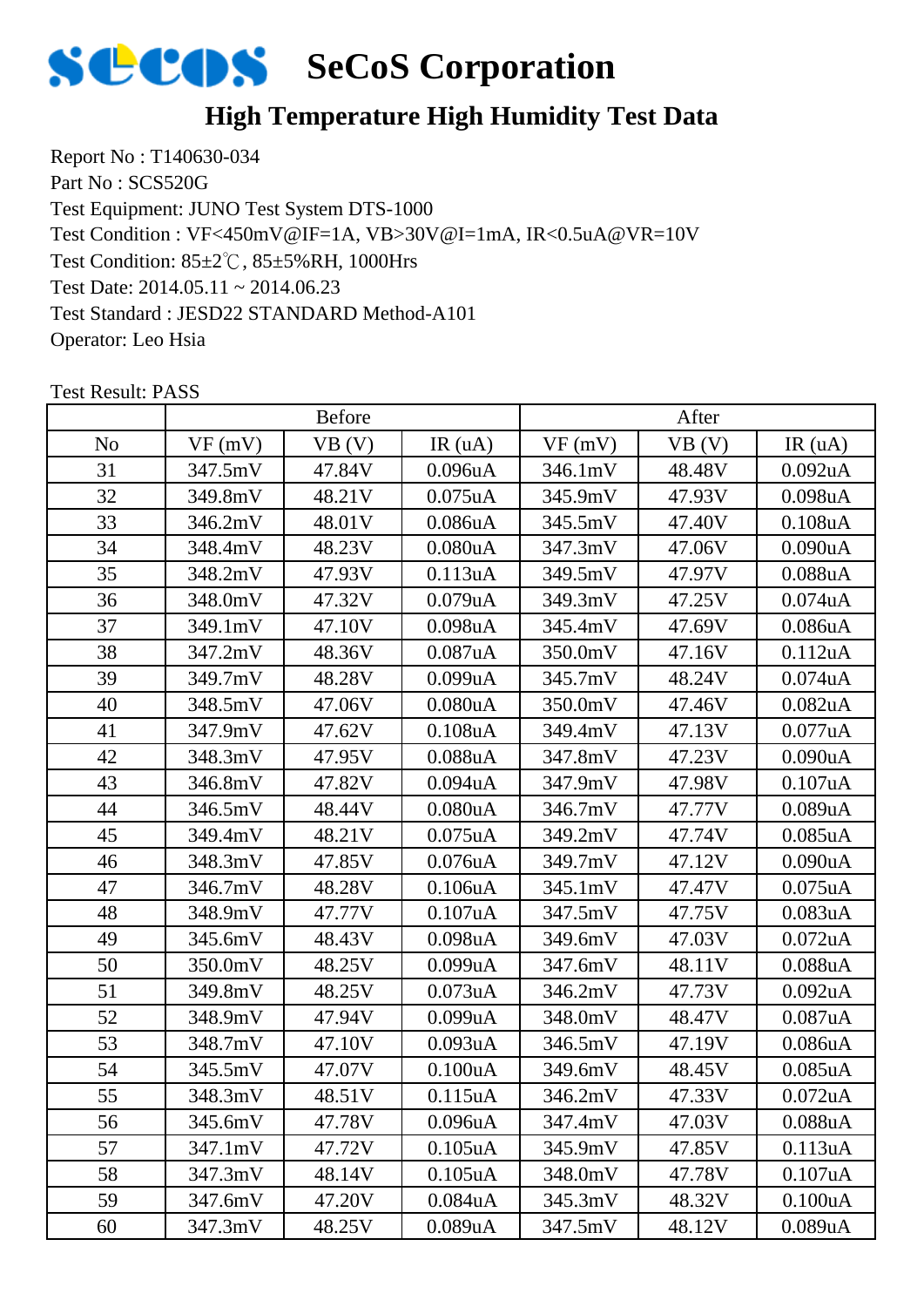# SeCoS Corporation

## High Temperature High Humidity Test Data

Report No : T140630-034
Part No : SCS520G
Test Equipment: JUNO Test System DTS-1000
Test Condition : VF<450mV@IF=1A, VB>30V@I=1mA, IR<0.5uA@VR=10V
Test Condition: 85±2℃, 85±5%RH, 1000Hrs
Test Date: 2014.05.11 ~ 2014.06.23
Test Standard : JESD22 STANDARD Method-A101
Operator: Leo Hsia

Test Result: PASS

| | Before | | | After | | |
|---|---|---|---|---|---|---|
| No | VF (mV) | VB (V) | IR (uA) | VF (mV) | VB (V) | IR (uA) |
| 31 | 347.5mV | 47.84V | 0.096uA | 346.1mV | 48.48V | 0.092uA |
| 32 | 349.8mV | 48.21V | 0.075uA | 345.9mV | 47.93V | 0.098uA |
| 33 | 346.2mV | 48.01V | 0.086uA | 345.5mV | 47.40V | 0.108uA |
| 34 | 348.4mV | 48.23V | 0.080uA | 347.3mV | 47.06V | 0.090uA |
| 35 | 348.2mV | 47.93V | 0.113uA | 349.5mV | 47.97V | 0.088uA |
| 36 | 348.0mV | 47.32V | 0.079uA | 349.3mV | 47.25V | 0.074uA |
| 37 | 349.1mV | 47.10V | 0.098uA | 345.4mV | 47.69V | 0.086uA |
| 38 | 347.2mV | 48.36V | 0.087uA | 350.0mV | 47.16V | 0.112uA |
| 39 | 349.7mV | 48.28V | 0.099uA | 345.7mV | 48.24V | 0.074uA |
| 40 | 348.5mV | 47.06V | 0.080uA | 350.0mV | 47.46V | 0.082uA |
| 41 | 347.9mV | 47.62V | 0.108uA | 349.4mV | 47.13V | 0.077uA |
| 42 | 348.3mV | 47.95V | 0.088uA | 347.8mV | 47.23V | 0.090uA |
| 43 | 346.8mV | 47.82V | 0.094uA | 347.9mV | 47.98V | 0.107uA |
| 44 | 346.5mV | 48.44V | 0.080uA | 346.7mV | 47.77V | 0.089uA |
| 45 | 349.4mV | 48.21V | 0.075uA | 349.2mV | 47.74V | 0.085uA |
| 46 | 348.3mV | 47.85V | 0.076uA | 349.7mV | 47.12V | 0.090uA |
| 47 | 346.7mV | 48.28V | 0.106uA | 345.1mV | 47.47V | 0.075uA |
| 48 | 348.9mV | 47.77V | 0.107uA | 347.5mV | 47.75V | 0.083uA |
| 49 | 345.6mV | 48.43V | 0.098uA | 349.6mV | 47.03V | 0.072uA |
| 50 | 350.0mV | 48.25V | 0.099uA | 347.6mV | 48.11V | 0.088uA |
| 51 | 349.8mV | 48.25V | 0.073uA | 346.2mV | 47.73V | 0.092uA |
| 52 | 348.9mV | 47.94V | 0.099uA | 348.0mV | 48.47V | 0.087uA |
| 53 | 348.7mV | 47.10V | 0.093uA | 346.5mV | 47.19V | 0.086uA |
| 54 | 345.5mV | 47.07V | 0.100uA | 349.6mV | 48.45V | 0.085uA |
| 55 | 348.3mV | 48.51V | 0.115uA | 346.2mV | 47.33V | 0.072uA |
| 56 | 345.6mV | 47.78V | 0.096uA | 347.4mV | 47.03V | 0.088uA |
| 57 | 347.1mV | 47.72V | 0.105uA | 345.9mV | 47.85V | 0.113uA |
| 58 | 347.3mV | 48.14V | 0.105uA | 348.0mV | 47.78V | 0.107uA |
| 59 | 347.6mV | 47.20V | 0.084uA | 345.3mV | 48.32V | 0.100uA |
| 60 | 347.3mV | 48.25V | 0.089uA | 347.5mV | 48.12V | 0.089uA |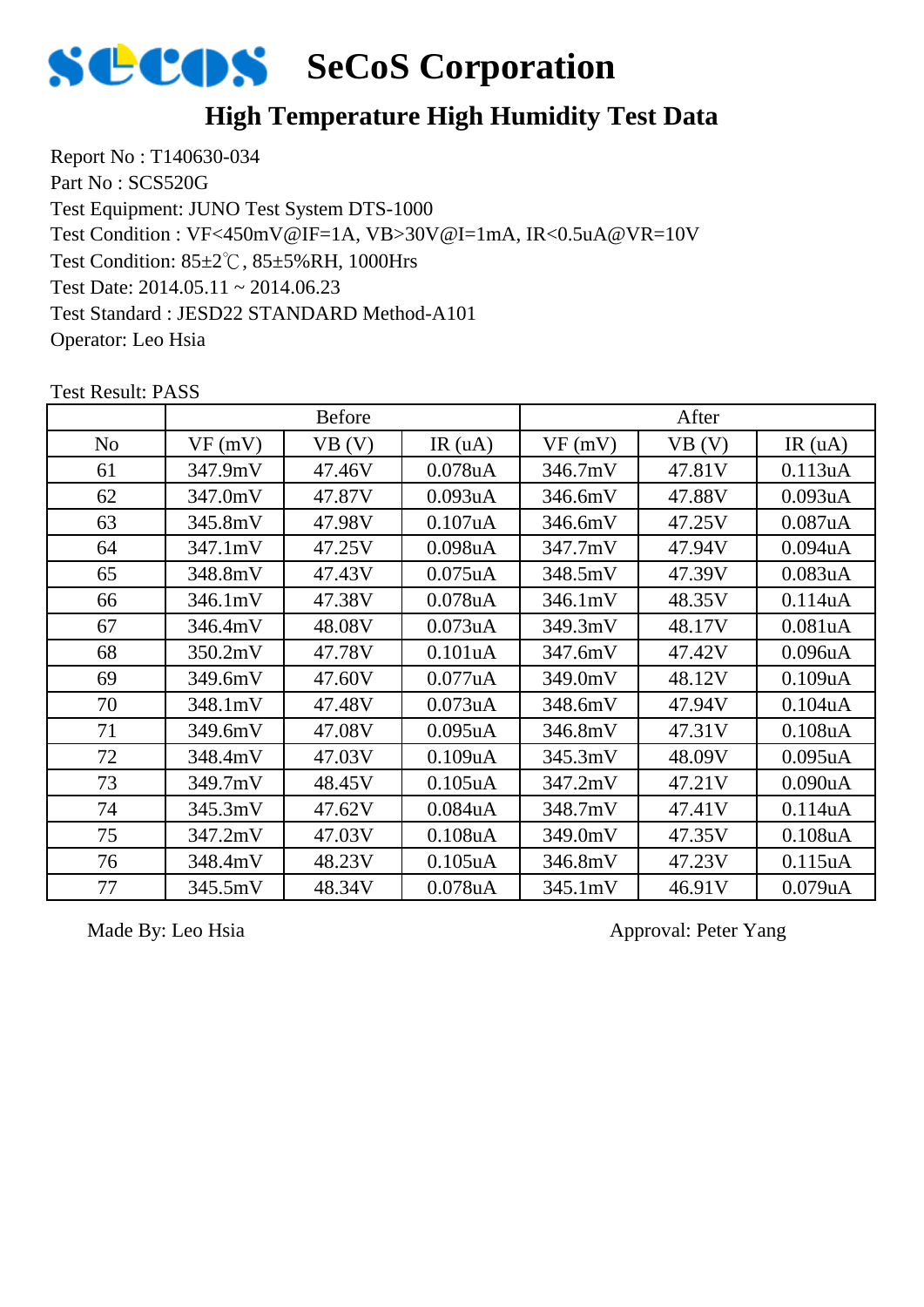# SeCoS Corporation

## High Temperature High Humidity Test Data

Report No : T140630-034
Part No : SCS520G
Test Equipment: JUNO Test System DTS-1000
Test Condition : VF<450mV@IF=1A, VB>30V@I=1mA, IR<0.5uA@VR=10V
Test Condition: 85±2℃, 85±5%RH, 1000Hrs
Test Date: 2014.05.11 ~ 2014.06.23
Test Standard : JESD22 STANDARD Method-A101
Operator: Leo Hsia

Test Result: PASS

| | Before | | | After | | |
|---|---|---|---|---|---|---|
| No | VF (mV) | VB (V) | IR (uA) | VF (mV) | VB (V) | IR (uA) |
| 61 | 347.9mV | 47.46V | 0.078uA | 346.7mV | 47.81V | 0.113uA |
| 62 | 347.0mV | 47.87V | 0.093uA | 346.6mV | 47.88V | 0.093uA |
| 63 | 345.8mV | 47.98V | 0.107uA | 346.6mV | 47.25V | 0.087uA |
| 64 | 347.1mV | 47.25V | 0.098uA | 347.7mV | 47.94V | 0.094uA |
| 65 | 348.8mV | 47.43V | 0.075uA | 348.5mV | 47.39V | 0.083uA |
| 66 | 346.1mV | 47.38V | 0.078uA | 346.1mV | 48.35V | 0.114uA |
| 67 | 346.4mV | 48.08V | 0.073uA | 349.3mV | 48.17V | 0.081uA |
| 68 | 350.2mV | 47.78V | 0.101uA | 347.6mV | 47.42V | 0.096uA |
| 69 | 349.6mV | 47.60V | 0.077uA | 349.0mV | 48.12V | 0.109uA |
| 70 | 348.1mV | 47.48V | 0.073uA | 348.6mV | 47.94V | 0.104uA |
| 71 | 349.6mV | 47.08V | 0.095uA | 346.8mV | 47.31V | 0.108uA |
| 72 | 348.4mV | 47.03V | 0.109uA | 345.3mV | 48.09V | 0.095uA |
| 73 | 349.7mV | 48.45V | 0.105uA | 347.2mV | 47.21V | 0.090uA |
| 74 | 345.3mV | 47.62V | 0.084uA | 348.7mV | 47.41V | 0.114uA |
| 75 | 347.2mV | 47.03V | 0.108uA | 349.0mV | 47.35V | 0.108uA |
| 76 | 348.4mV | 48.23V | 0.105uA | 346.8mV | 47.23V | 0.115uA |
| 77 | 345.5mV | 48.34V | 0.078uA | 345.1mV | 46.91V | 0.079uA |

Made By: Leo Hsia

Approval: Peter Yang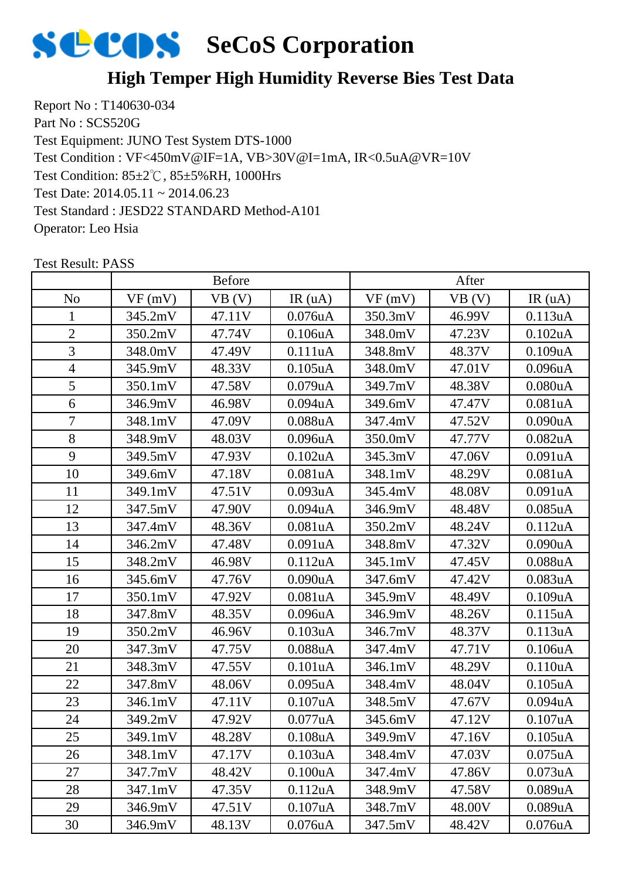# SeCoS Corporation

## High Temper High Humidity Reverse Bies Test Data

Report No : T140630-034
Part No : SCS520G
Test Equipment: JUNO Test System DTS-1000
Test Condition : VF<450mV@IF=1A, VB>30V@I=1mA, IR<0.5uA@VR=10V
Test Condition: 85±2℃, 85±5%RH, 1000Hrs
Test Date: 2014.05.11 ~ 2014.06.23
Test Standard : JESD22 STANDARD Method-A101
Operator: Leo Hsia

Test Result: PASS

| | Before | | | After | | |
|---|---|---|---|---|---|---|
| No | VF (mV) | VB (V) | IR (uA) | VF (mV) | VB (V) | IR (uA) |
| 1 | 345.2mV | 47.11V | 0.076uA | 350.3mV | 46.99V | 0.113uA |
| 2 | 350.2mV | 47.74V | 0.106uA | 348.0mV | 47.23V | 0.102uA |
| 3 | 348.0mV | 47.49V | 0.111uA | 348.8mV | 48.37V | 0.109uA |
| 4 | 345.9mV | 48.33V | 0.105uA | 348.0mV | 47.01V | 0.096uA |
| 5 | 350.1mV | 47.58V | 0.079uA | 349.7mV | 48.38V | 0.080uA |
| 6 | 346.9mV | 46.98V | 0.094uA | 349.6mV | 47.47V | 0.081uA |
| 7 | 348.1mV | 47.09V | 0.088uA | 347.4mV | 47.52V | 0.090uA |
| 8 | 348.9mV | 48.03V | 0.096uA | 350.0mV | 47.77V | 0.082uA |
| 9 | 349.5mV | 47.93V | 0.102uA | 345.3mV | 47.06V | 0.091uA |
| 10 | 349.6mV | 47.18V | 0.081uA | 348.1mV | 48.29V | 0.081uA |
| 11 | 349.1mV | 47.51V | 0.093uA | 345.4mV | 48.08V | 0.091uA |
| 12 | 347.5mV | 47.90V | 0.094uA | 346.9mV | 48.48V | 0.085uA |
| 13 | 347.4mV | 48.36V | 0.081uA | 350.2mV | 48.24V | 0.112uA |
| 14 | 346.2mV | 47.48V | 0.091uA | 348.8mV | 47.32V | 0.090uA |
| 15 | 348.2mV | 46.98V | 0.112uA | 345.1mV | 47.45V | 0.088uA |
| 16 | 345.6mV | 47.76V | 0.090uA | 347.6mV | 47.42V | 0.083uA |
| 17 | 350.1mV | 47.92V | 0.081uA | 345.9mV | 48.49V | 0.109uA |
| 18 | 347.8mV | 48.35V | 0.096uA | 346.9mV | 48.26V | 0.115uA |
| 19 | 350.2mV | 46.96V | 0.103uA | 346.7mV | 48.37V | 0.113uA |
| 20 | 347.3mV | 47.75V | 0.088uA | 347.4mV | 47.71V | 0.106uA |
| 21 | 348.3mV | 47.55V | 0.101uA | 346.1mV | 48.29V | 0.110uA |
| 22 | 347.8mV | 48.06V | 0.095uA | 348.4mV | 48.04V | 0.105uA |
| 23 | 346.1mV | 47.11V | 0.107uA | 348.5mV | 47.67V | 0.094uA |
| 24 | 349.2mV | 47.92V | 0.077uA | 345.6mV | 47.12V | 0.107uA |
| 25 | 349.1mV | 48.28V | 0.108uA | 349.9mV | 47.16V | 0.105uA |
| 26 | 348.1mV | 47.17V | 0.103uA | 348.4mV | 47.03V | 0.075uA |
| 27 | 347.7mV | 48.42V | 0.100uA | 347.4mV | 47.86V | 0.073uA |
| 28 | 347.1mV | 47.35V | 0.112uA | 348.9mV | 47.58V | 0.089uA |
| 29 | 346.9mV | 47.51V | 0.107uA | 348.7mV | 48.00V | 0.089uA |
| 30 | 346.9mV | 48.13V | 0.076uA | 347.5mV | 48.42V | 0.076uA |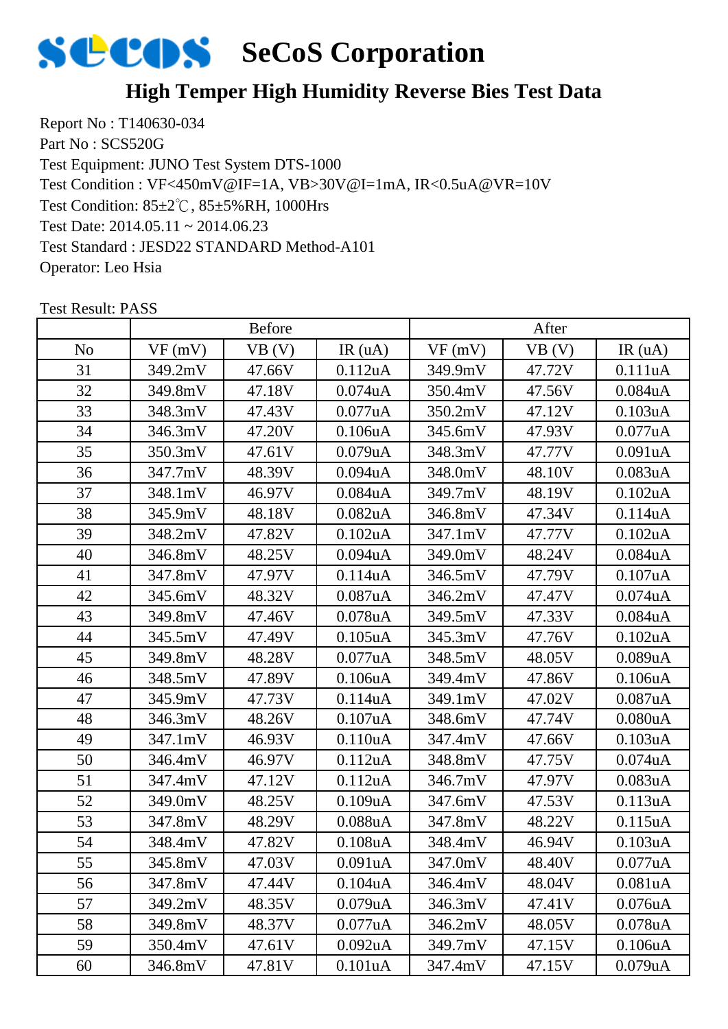# SeCoS Corporation

## High Temper High Humidity Reverse Bies Test Data

Report No : T140630-034
Part No : SCS520G
Test Equipment: JUNO Test System DTS-1000
Test Condition : VF<450mV@IF=1A, VB>30V@I=1mA, IR<0.5uA@VR=10V
Test Condition: 85±2℃, 85±5%RH, 1000Hrs
Test Date: 2014.05.11 ~ 2014.06.23
Test Standard : JESD22 STANDARD Method-A101
Operator: Leo Hsia

Test Result: PASS

| | Before | | | After | | |
|---|---|---|---|---|---|---|
| No | VF (mV) | VB (V) | IR (uA) | VF (mV) | VB (V) | IR (uA) |
| 31 | 349.2mV | 47.66V | 0.112uA | 349.9mV | 47.72V | 0.111uA |
| 32 | 349.8mV | 47.18V | 0.074uA | 350.4mV | 47.56V | 0.084uA |
| 33 | 348.3mV | 47.43V | 0.077uA | 350.2mV | 47.12V | 0.103uA |
| 34 | 346.3mV | 47.20V | 0.106uA | 345.6mV | 47.93V | 0.077uA |
| 35 | 350.3mV | 47.61V | 0.079uA | 348.3mV | 47.77V | 0.091uA |
| 36 | 347.7mV | 48.39V | 0.094uA | 348.0mV | 48.10V | 0.083uA |
| 37 | 348.1mV | 46.97V | 0.084uA | 349.7mV | 48.19V | 0.102uA |
| 38 | 345.9mV | 48.18V | 0.082uA | 346.8mV | 47.34V | 0.114uA |
| 39 | 348.2mV | 47.82V | 0.102uA | 347.1mV | 47.77V | 0.102uA |
| 40 | 346.8mV | 48.25V | 0.094uA | 349.0mV | 48.24V | 0.084uA |
| 41 | 347.8mV | 47.97V | 0.114uA | 346.5mV | 47.79V | 0.107uA |
| 42 | 345.6mV | 48.32V | 0.087uA | 346.2mV | 47.47V | 0.074uA |
| 43 | 349.8mV | 47.46V | 0.078uA | 349.5mV | 47.33V | 0.084uA |
| 44 | 345.5mV | 47.49V | 0.105uA | 345.3mV | 47.76V | 0.102uA |
| 45 | 349.8mV | 48.28V | 0.077uA | 348.5mV | 48.05V | 0.089uA |
| 46 | 348.5mV | 47.89V | 0.106uA | 349.4mV | 47.86V | 0.106uA |
| 47 | 345.9mV | 47.73V | 0.114uA | 349.1mV | 47.02V | 0.087uA |
| 48 | 346.3mV | 48.26V | 0.107uA | 348.6mV | 47.74V | 0.080uA |
| 49 | 347.1mV | 46.93V | 0.110uA | 347.4mV | 47.66V | 0.103uA |
| 50 | 346.4mV | 46.97V | 0.112uA | 348.8mV | 47.75V | 0.074uA |
| 51 | 347.4mV | 47.12V | 0.112uA | 346.7mV | 47.97V | 0.083uA |
| 52 | 349.0mV | 48.25V | 0.109uA | 347.6mV | 47.53V | 0.113uA |
| 53 | 347.8mV | 48.29V | 0.088uA | 347.8mV | 48.22V | 0.115uA |
| 54 | 348.4mV | 47.82V | 0.108uA | 348.4mV | 46.94V | 0.103uA |
| 55 | 345.8mV | 47.03V | 0.091uA | 347.0mV | 48.40V | 0.077uA |
| 56 | 347.8mV | 47.44V | 0.104uA | 346.4mV | 48.04V | 0.081uA |
| 57 | 349.2mV | 48.35V | 0.079uA | 346.3mV | 47.41V | 0.076uA |
| 58 | 349.8mV | 48.37V | 0.077uA | 346.2mV | 48.05V | 0.078uA |
| 59 | 350.4mV | 47.61V | 0.092uA | 349.7mV | 47.15V | 0.106uA |
| 60 | 346.8mV | 47.81V | 0.101uA | 347.4mV | 47.15V | 0.079uA |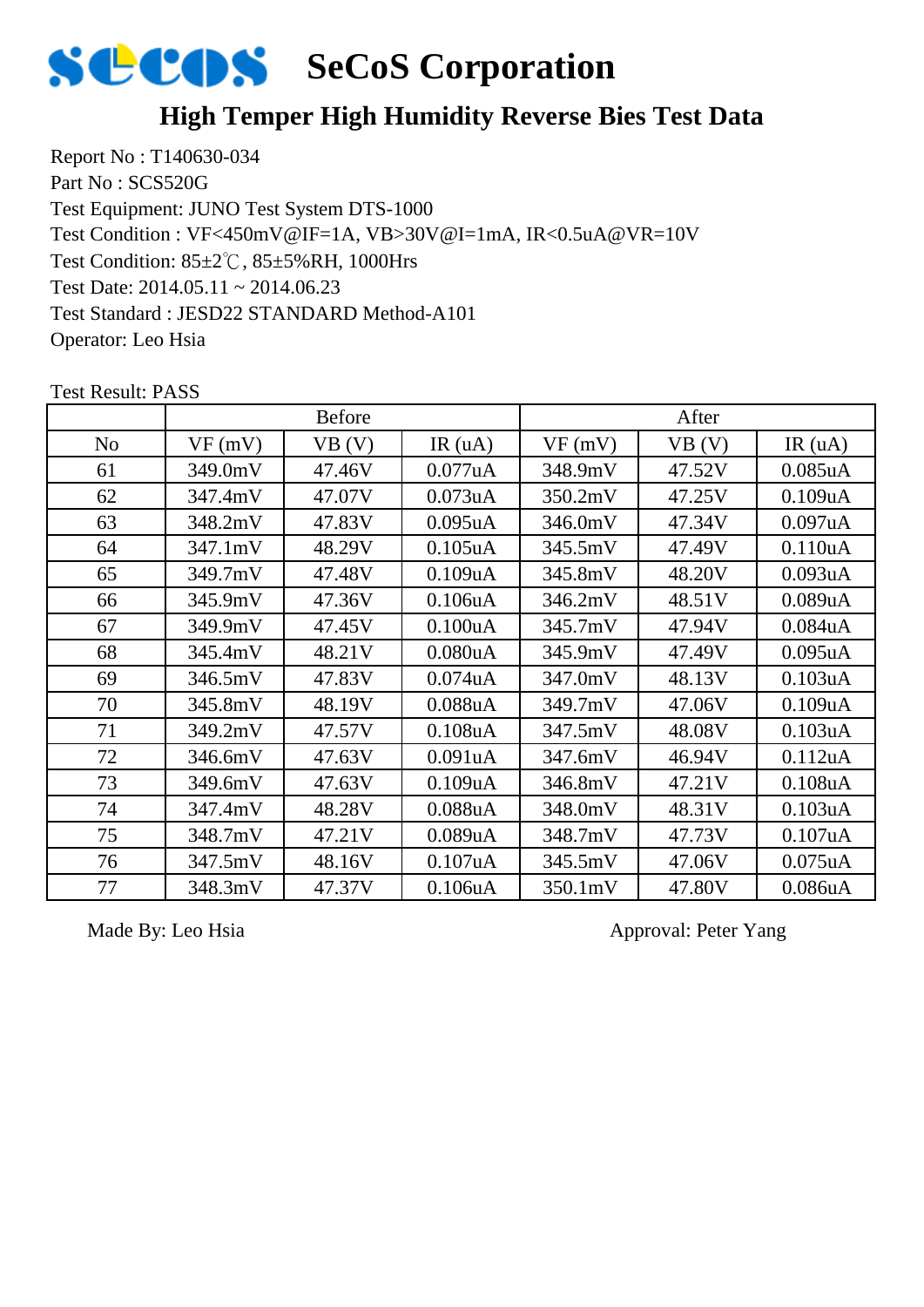# SeCoS Corporation

## High Temper High Humidity Reverse Bies Test Data

Report No : T140630-034
Part No : SCS520G
Test Equipment: JUNO Test System DTS-1000
Test Condition : VF<450mV@IF=1A, VB>30V@I=1mA, IR<0.5uA@VR=10V
Test Condition: 85±2℃, 85±5%RH, 1000Hrs
Test Date: 2014.05.11 ~ 2014.06.23
Test Standard : JESD22 STANDARD Method-A101
Operator: Leo Hsia

Test Result: PASS

| | Before | | | After | | |
|---|---|---|---|---|---|---|
| No | VF (mV) | VB (V) | IR (uA) | VF (mV) | VB (V) | IR (uA) |
| 61 | 349.0mV | 47.46V | 0.077uA | 348.9mV | 47.52V | 0.085uA |
| 62 | 347.4mV | 47.07V | 0.073uA | 350.2mV | 47.25V | 0.109uA |
| 63 | 348.2mV | 47.83V | 0.095uA | 346.0mV | 47.34V | 0.097uA |
| 64 | 347.1mV | 48.29V | 0.105uA | 345.5mV | 47.49V | 0.110uA |
| 65 | 349.7mV | 47.48V | 0.109uA | 345.8mV | 48.20V | 0.093uA |
| 66 | 345.9mV | 47.36V | 0.106uA | 346.2mV | 48.51V | 0.089uA |
| 67 | 349.9mV | 47.45V | 0.100uA | 345.7mV | 47.94V | 0.084uA |
| 68 | 345.4mV | 48.21V | 0.080uA | 345.9mV | 47.49V | 0.095uA |
| 69 | 346.5mV | 47.83V | 0.074uA | 347.0mV | 48.13V | 0.103uA |
| 70 | 345.8mV | 48.19V | 0.088uA | 349.7mV | 47.06V | 0.109uA |
| 71 | 349.2mV | 47.57V | 0.108uA | 347.5mV | 48.08V | 0.103uA |
| 72 | 346.6mV | 47.63V | 0.091uA | 347.6mV | 46.94V | 0.112uA |
| 73 | 349.6mV | 47.63V | 0.109uA | 346.8mV | 47.21V | 0.108uA |
| 74 | 347.4mV | 48.28V | 0.088uA | 348.0mV | 48.31V | 0.103uA |
| 75 | 348.7mV | 47.21V | 0.089uA | 348.7mV | 47.73V | 0.107uA |
| 76 | 347.5mV | 48.16V | 0.107uA | 345.5mV | 47.06V | 0.075uA |
| 77 | 348.3mV | 47.37V | 0.106uA | 350.1mV | 47.80V | 0.086uA |

Made By: Leo Hsia

Approval: Peter Yang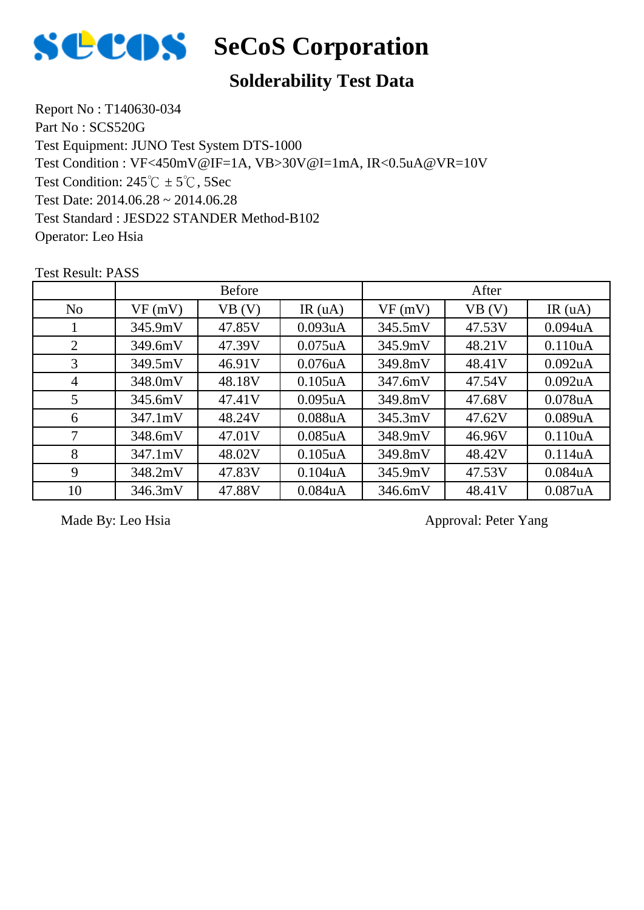# SeCoS Corporation

## Solderability Test Data

Report No : T140630-034
Part No : SCS520G
Test Equipment: JUNO Test System DTS-1000
Test Condition : VF<450mV@IF=1A, VB>30V@I=1mA, IR<0.5uA@VR=10V
Test Condition: 245℃ ± 5℃, 5Sec
Test Date: 2014.06.28 ~ 2014.06.28
Test Standard : JESD22 STANDER Method-B102
Operator: Leo Hsia

Test Result: PASS

| | Before | | | After | | |
|---|---|---|---|---|---|---|
| No | VF (mV) | VB (V) | IR (uA) | VF (mV) | VB (V) | IR (uA) |
| 1 | 345.9mV | 47.85V | 0.093uA | 345.5mV | 47.53V | 0.094uA |
| 2 | 349.6mV | 47.39V | 0.075uA | 345.9mV | 48.21V | 0.110uA |
| 3 | 349.5mV | 46.91V | 0.076uA | 349.8mV | 48.41V | 0.092uA |
| 4 | 348.0mV | 48.18V | 0.105uA | 347.6mV | 47.54V | 0.092uA |
| 5 | 345.6mV | 47.41V | 0.095uA | 349.8mV | 47.68V | 0.078uA |
| 6 | 347.1mV | 48.24V | 0.088uA | 345.3mV | 47.62V | 0.089uA |
| 7 | 348.6mV | 47.01V | 0.085uA | 348.9mV | 46.96V | 0.110uA |
| 8 | 347.1mV | 48.02V | 0.105uA | 349.8mV | 48.42V | 0.114uA |
| 9 | 348.2mV | 47.83V | 0.104uA | 345.9mV | 47.53V | 0.084uA |
| 10 | 346.3mV | 47.88V | 0.084uA | 346.6mV | 48.41V | 0.087uA |

Made By: Leo Hsia

Approval: Peter Yang